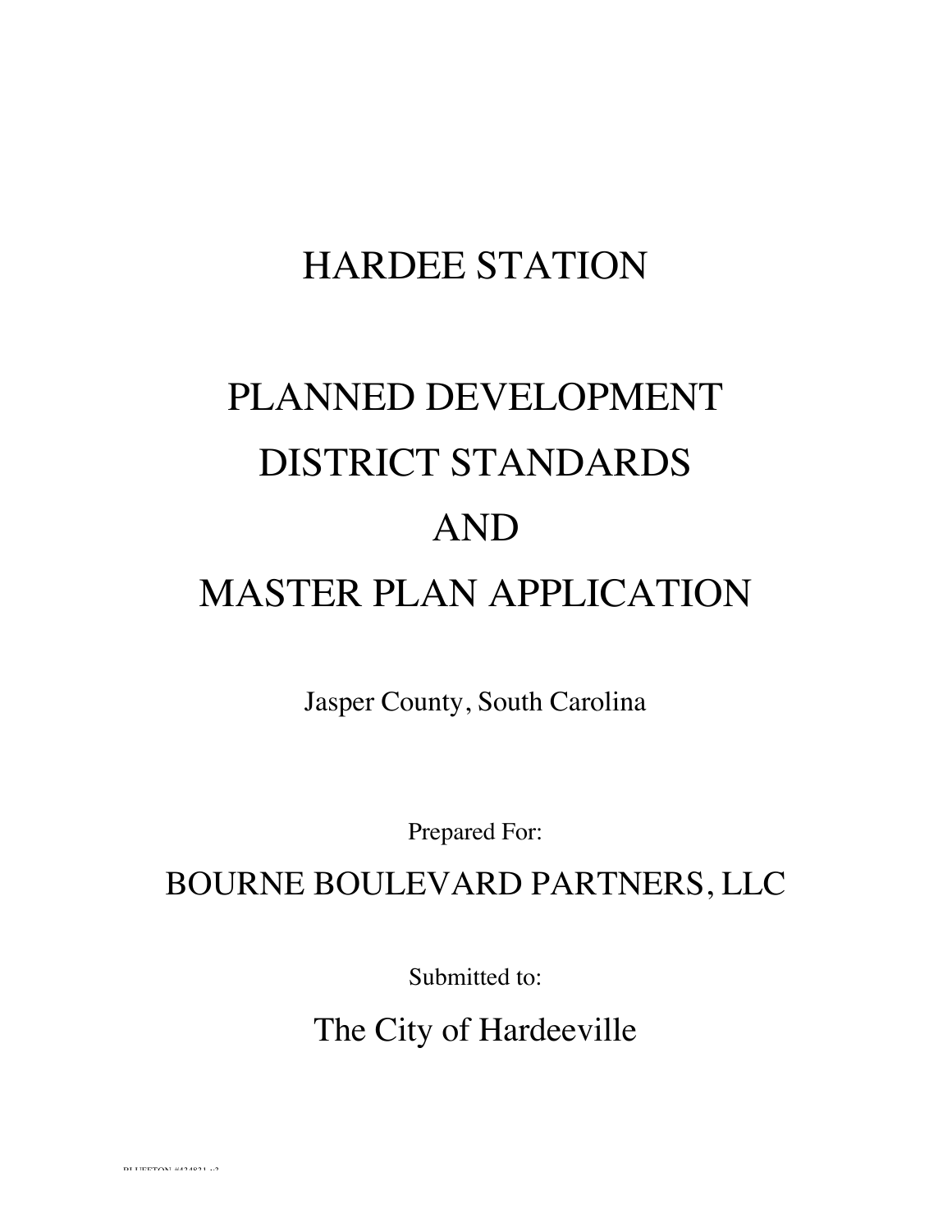# HARDEE STATION

# PLANNED DEVELOPMENT DISTRICT STANDARDS AND MASTER PLAN APPLICATION

Jasper County, South Carolina

Prepared For:

## BOURNE BOULEVARD PARTNERS, LLC

Submitted to:

## The City of Hardeeville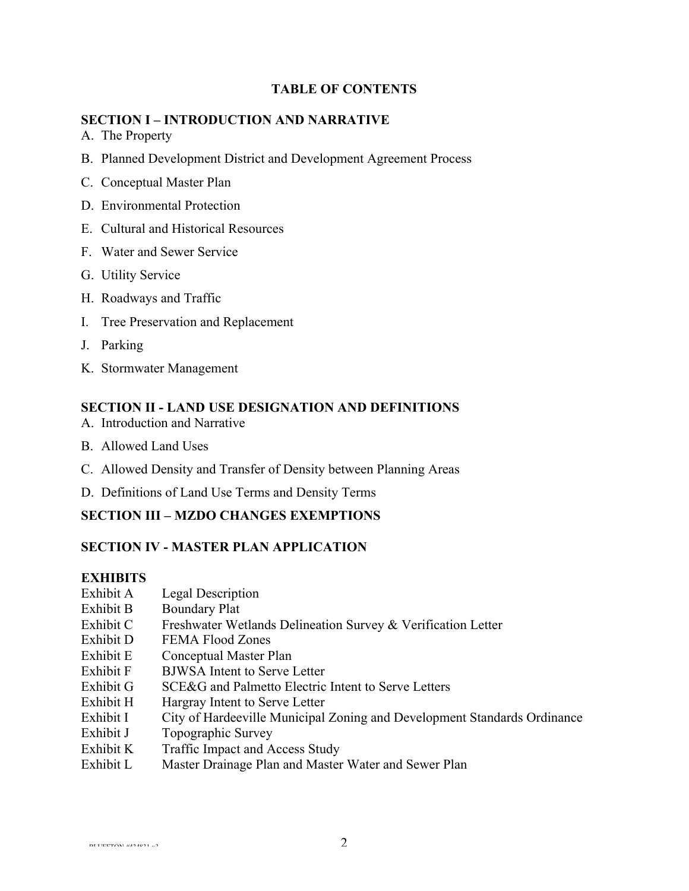# TABLE OF CONTENTS

## SECTION I – INTRODUCTION AND NARRATIVE

A. The Property

B. Planned Development District and Development Agreement Process

C. Conceptual Master Plan

D. Environmental Protection

E. Cultural and Historical Resources

F. Water and Sewer Service

G. Utility Service

H. Roadways and Traffic

I. Tree Preservation and Replacement

J. Parking

K. Stormwater Management

## SECTION II - LAND USE DESIGNATION AND DEFINITIONS

A. Introduction and Narrative

B. Allowed Land Uses

C. Allowed Density and Transfer of Density between Planning Areas

D. Definitions of Land Use Terms and Density Terms

## SECTION III – MZDO CHANGES EXEMPTIONS

## SECTION IV - MASTER PLAN APPLICATION

## EXHIBITS

| | |
|---|---|
| Exhibit A | Legal Description |
| Exhibit B | Boundary Plat |
| Exhibit C | Freshwater Wetlands Delineation Survey & Verification Letter |
| Exhibit D | FEMA Flood Zones |
| Exhibit E | Conceptual Master Plan |
| Exhibit F | BJWSA Intent to Serve Letter |
| Exhibit G | SCE&G and Palmetto Electric Intent to Serve Letters |
| Exhibit H | Hargray Intent to Serve Letter |
| Exhibit I | City of Hardeeville Municipal Zoning and Development Standards Ordinance |
| Exhibit J | Topographic Survey |
| Exhibit K | Traffic Impact and Access Study |
| Exhibit L | Master Drainage Plan and Master Water and Sewer Plan |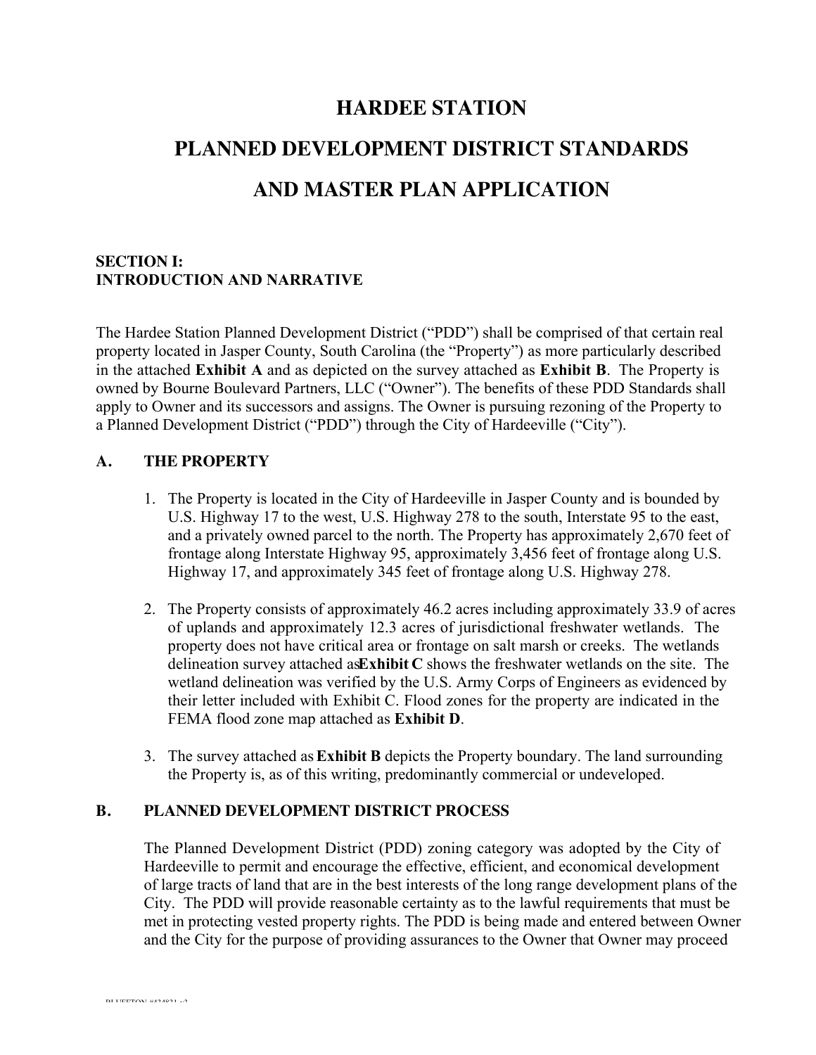# HARDEE STATION

# PLANNED DEVELOPMENT DISTRICT STANDARDS

# AND MASTER PLAN APPLICATION

## SECTION I:
## INTRODUCTION AND NARRATIVE

The Hardee Station Planned Development District ("PDD") shall be comprised of that certain real property located in Jasper County, South Carolina (the "Property") as more particularly described in the attached **Exhibit A** and as depicted on the survey attached as **Exhibit B**. The Property is owned by Bourne Boulevard Partners, LLC ("Owner"). The benefits of these PDD Standards shall apply to Owner and its successors and assigns. The Owner is pursuing rezoning of the Property to a Planned Development District ("PDD") through the City of Hardeeville ("City").

### A. THE PROPERTY

1. The Property is located in the City of Hardeeville in Jasper County and is bounded by U.S. Highway 17 to the west, U.S. Highway 278 to the south, Interstate 95 to the east, and a privately owned parcel to the north. The Property has approximately 2,670 feet of frontage along Interstate Highway 95, approximately 3,456 feet of frontage along U.S. Highway 17, and approximately 345 feet of frontage along U.S. Highway 278.

2. The Property consists of approximately 46.2 acres including approximately 33.9 of acres of uplands and approximately 12.3 acres of jurisdictional freshwater wetlands. The property does not have critical area or frontage on salt marsh or creeks. The wetlands delineation survey attached as **Exhibit C** shows the freshwater wetlands on the site. The wetland delineation was verified by the U.S. Army Corps of Engineers as evidenced by their letter included with Exhibit C. Flood zones for the property are indicated in the FEMA flood zone map attached as **Exhibit D**.

3. The survey attached as **Exhibit B** depicts the Property boundary. The land surrounding the Property is, as of this writing, predominantly commercial or undeveloped.

### B. PLANNED DEVELOPMENT DISTRICT PROCESS

The Planned Development District (PDD) zoning category was adopted by the City of Hardeeville to permit and encourage the effective, efficient, and economical development of large tracts of land that are in the best interests of the long range development plans of the City. The PDD will provide reasonable certainty as to the lawful requirements that must be met in protecting vested property rights. The PDD is being made and entered between Owner and the City for the purpose of providing assurances to the Owner that Owner may proceed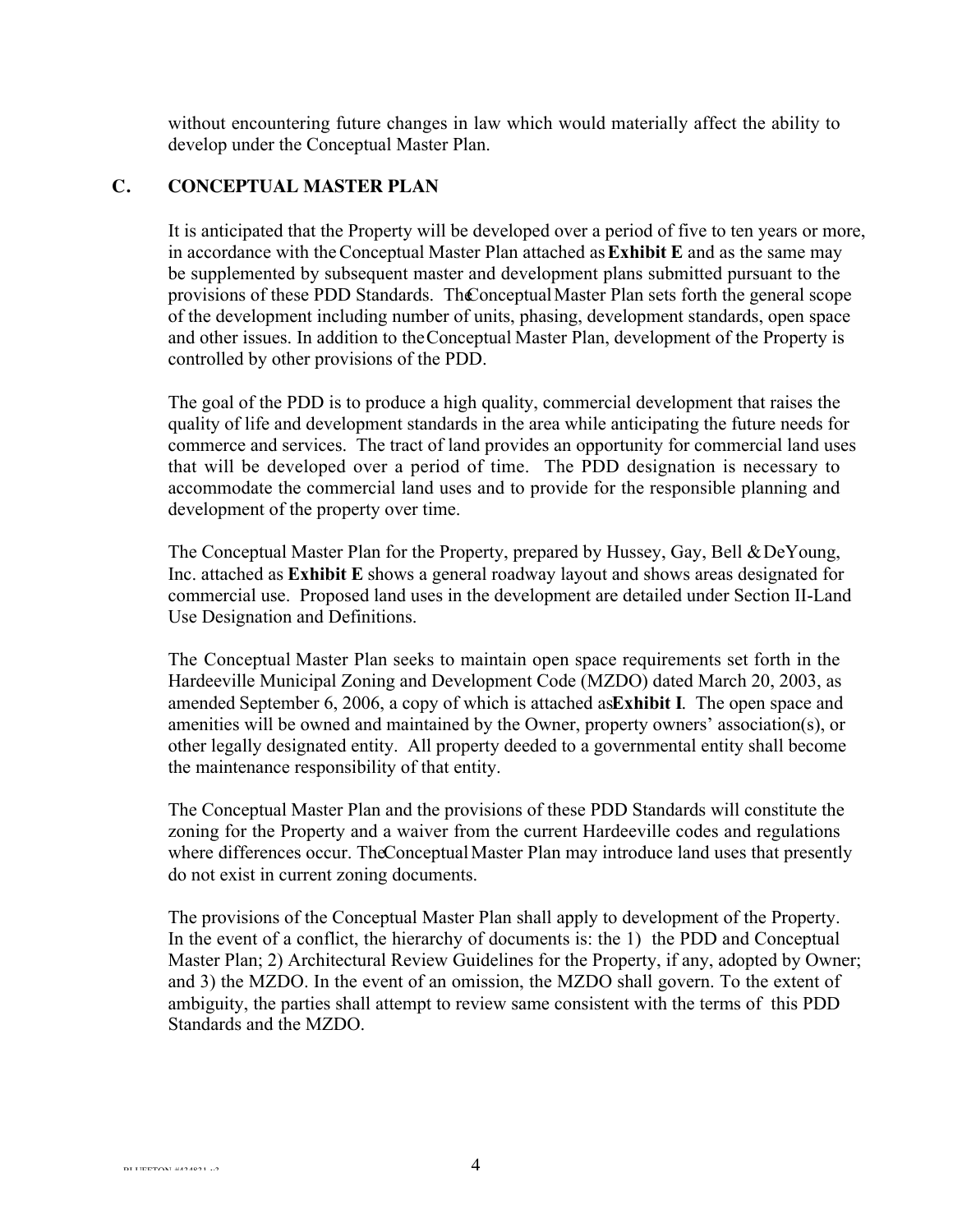without encountering future changes in law which would materially affect the ability to develop under the Conceptual Master Plan.

## C. CONCEPTUAL MASTER PLAN

It is anticipated that the Property will be developed over a period of five to ten years or more, in accordance with the Conceptual Master Plan attached as **Exhibit E** and as the same may be supplemented by subsequent master and development plans submitted pursuant to the provisions of these PDD Standards. The Conceptual Master Plan sets forth the general scope of the development including number of units, phasing, development standards, open space and other issues. In addition to the Conceptual Master Plan, development of the Property is controlled by other provisions of the PDD.

The goal of the PDD is to produce a high quality, commercial development that raises the quality of life and development standards in the area while anticipating the future needs for commerce and services. The tract of land provides an opportunity for commercial land uses that will be developed over a period of time. The PDD designation is necessary to accommodate the commercial land uses and to provide for the responsible planning and development of the property over time.

The Conceptual Master Plan for the Property, prepared by Hussey, Gay, Bell & DeYoung, Inc. attached as **Exhibit E** shows a general roadway layout and shows areas designated for commercial use. Proposed land uses in the development are detailed under Section II-Land Use Designation and Definitions.

The Conceptual Master Plan seeks to maintain open space requirements set forth in the Hardeeville Municipal Zoning and Development Code (MZDO) dated March 20, 2003, as amended September 6, 2006, a copy of which is attached as **Exhibit I**. The open space and amenities will be owned and maintained by the Owner, property owners' association(s), or other legally designated entity. All property deeded to a governmental entity shall become the maintenance responsibility of that entity.

The Conceptual Master Plan and the provisions of these PDD Standards will constitute the zoning for the Property and a waiver from the current Hardeeville codes and regulations where differences occur. The Conceptual Master Plan may introduce land uses that presently do not exist in current zoning documents.

The provisions of the Conceptual Master Plan shall apply to development of the Property. In the event of a conflict, the hierarchy of documents is: the 1) the PDD and Conceptual Master Plan; 2) Architectural Review Guidelines for the Property, if any, adopted by Owner; and 3) the MZDO. In the event of an omission, the MZDO shall govern. To the extent of ambiguity, the parties shall attempt to review same consistent with the terms of this PDD Standards and the MZDO.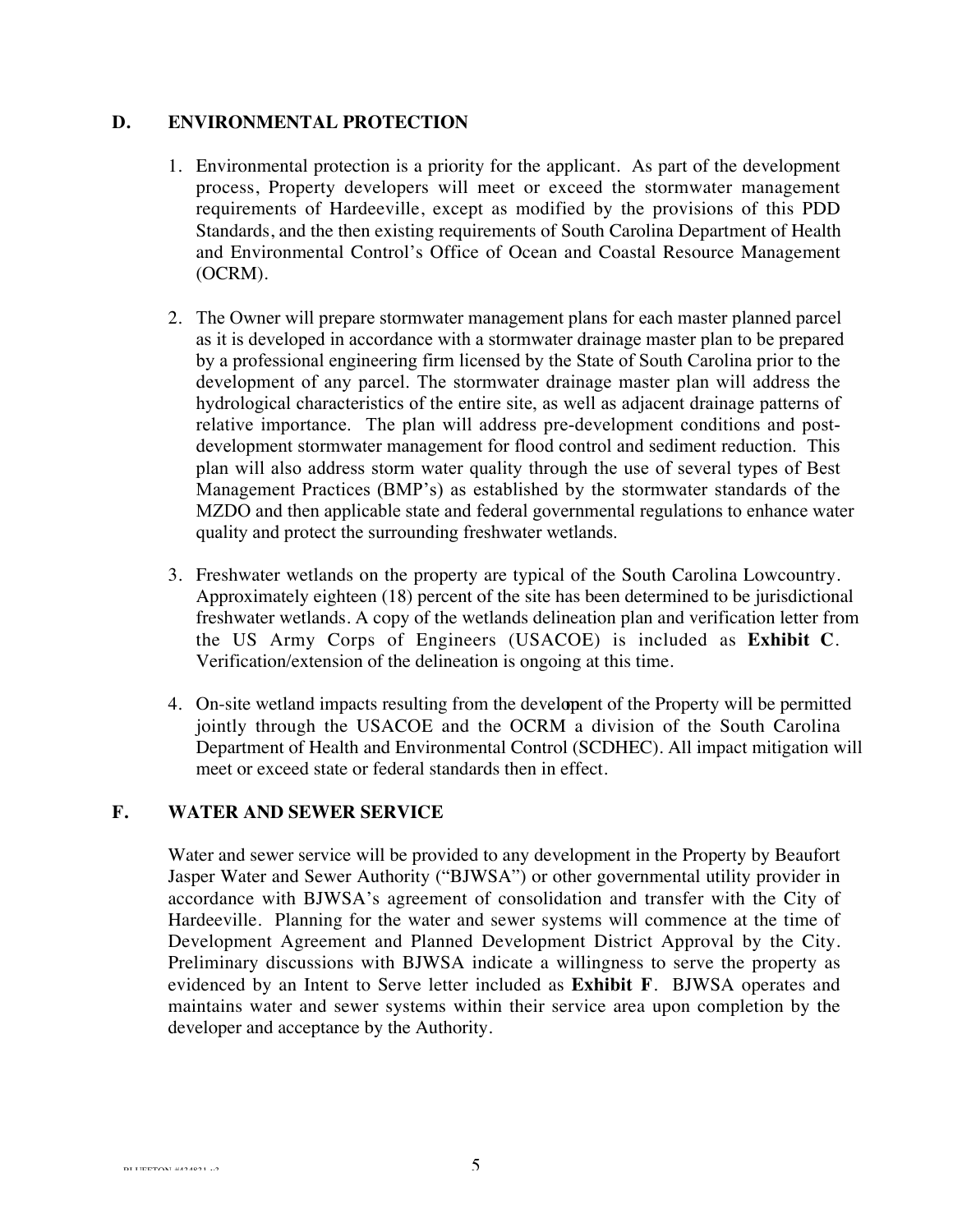## D. ENVIRONMENTAL PROTECTION

1. Environmental protection is a priority for the applicant. As part of the development process, Property developers will meet or exceed the stormwater management requirements of Hardeeville, except as modified by the provisions of this PDD Standards, and the then existing requirements of South Carolina Department of Health and Environmental Control's Office of Ocean and Coastal Resource Management (OCRM).

2. The Owner will prepare stormwater management plans for each master planned parcel as it is developed in accordance with a stormwater drainage master plan to be prepared by a professional engineering firm licensed by the State of South Carolina prior to the development of any parcel. The stormwater drainage master plan will address the hydrological characteristics of the entire site, as well as adjacent drainage patterns of relative importance. The plan will address pre-development conditions and post-development stormwater management for flood control and sediment reduction. This plan will also address storm water quality through the use of several types of Best Management Practices (BMP's) as established by the stormwater standards of the MZDO and then applicable state and federal governmental regulations to enhance water quality and protect the surrounding freshwater wetlands.

3. Freshwater wetlands on the property are typical of the South Carolina Lowcountry. Approximately eighteen (18) percent of the site has been determined to be jurisdictional freshwater wetlands. A copy of the wetlands delineation plan and verification letter from the US Army Corps of Engineers (USACOE) is included as **Exhibit C**. Verification/extension of the delineation is ongoing at this time.

4. On-site wetland impacts resulting from the development of the Property will be permitted jointly through the USACOE and the OCRM a division of the South Carolina Department of Health and Environmental Control (SCDHEC). All impact mitigation will meet or exceed state or federal standards then in effect.

## F. WATER AND SEWER SERVICE

Water and sewer service will be provided to any development in the Property by Beaufort Jasper Water and Sewer Authority ("BJWSA") or other governmental utility provider in accordance with BJWSA's agreement of consolidation and transfer with the City of Hardeeville. Planning for the water and sewer systems will commence at the time of Development Agreement and Planned Development District Approval by the City. Preliminary discussions with BJWSA indicate a willingness to serve the property as evidenced by an Intent to Serve letter included as **Exhibit F**. BJWSA operates and maintains water and sewer systems within their service area upon completion by the developer and acceptance by the Authority.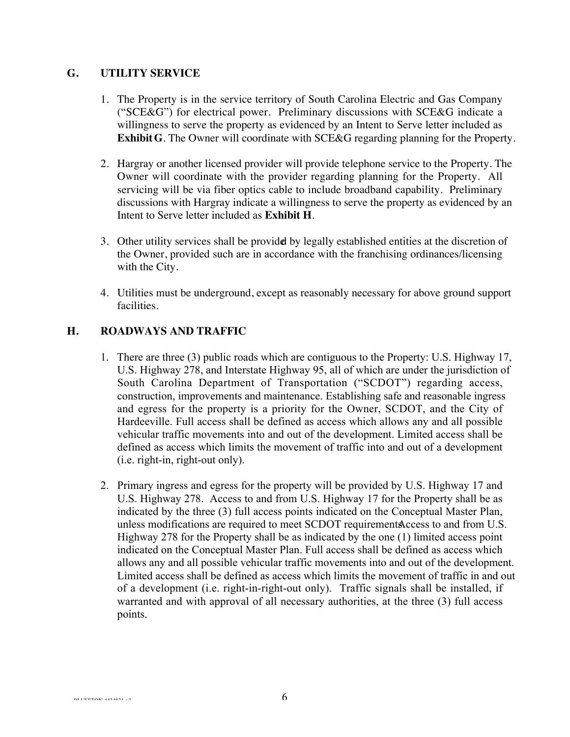## G. UTILITY SERVICE

1. The Property is in the service territory of South Carolina Electric and Gas Company ("SCE&G") for electrical power. Preliminary discussions with SCE&G indicate a willingness to serve the property as evidenced by an Intent to Serve letter included as **Exhibit G**. The Owner will coordinate with SCE&G regarding planning for the Property.

2. Hargray or another licensed provider will provide telephone service to the Property. The Owner will coordinate with the provider regarding planning for the Property. All servicing will be via fiber optics cable to include broadband capability. Preliminary discussions with Hargray indicate a willingness to serve the property as evidenced by an Intent to Serve letter included as **Exhibit H**.

3. Other utility services shall be provided by legally established entities at the discretion of the Owner, provided such are in accordance with the franchising ordinances/licensing with the City.

4. Utilities must be underground, except as reasonably necessary for above ground support facilities.

## H. ROADWAYS AND TRAFFIC

1. There are three (3) public roads which are contiguous to the Property: U.S. Highway 17, U.S. Highway 278, and Interstate Highway 95, all of which are under the jurisdiction of South Carolina Department of Transportation ("SCDOT") regarding access, construction, improvements and maintenance. Establishing safe and reasonable ingress and egress for the property is a priority for the Owner, SCDOT, and the City of Hardeeville. Full access shall be defined as access which allows any and all possible vehicular traffic movements into and out of the development. Limited access shall be defined as access which limits the movement of traffic into and out of a development (i.e. right-in, right-out only).

2. Primary ingress and egress for the property will be provided by U.S. Highway 17 and U.S. Highway 278. Access to and from U.S. Highway 17 for the Property shall be as indicated by the three (3) full access points indicated on the Conceptual Master Plan, unless modifications are required to meet SCDOT requirements. Access to and from U.S. Highway 278 for the Property shall be as indicated by the one (1) limited access point indicated on the Conceptual Master Plan. Full access shall be defined as access which allows any and all possible vehicular traffic movements into and out of the development. Limited access shall be defined as access which limits the movement of traffic in and out of a development (i.e. right-in-right-out only). Traffic signals shall be installed, if warranted and with approval of all necessary authorities, at the three (3) full access points.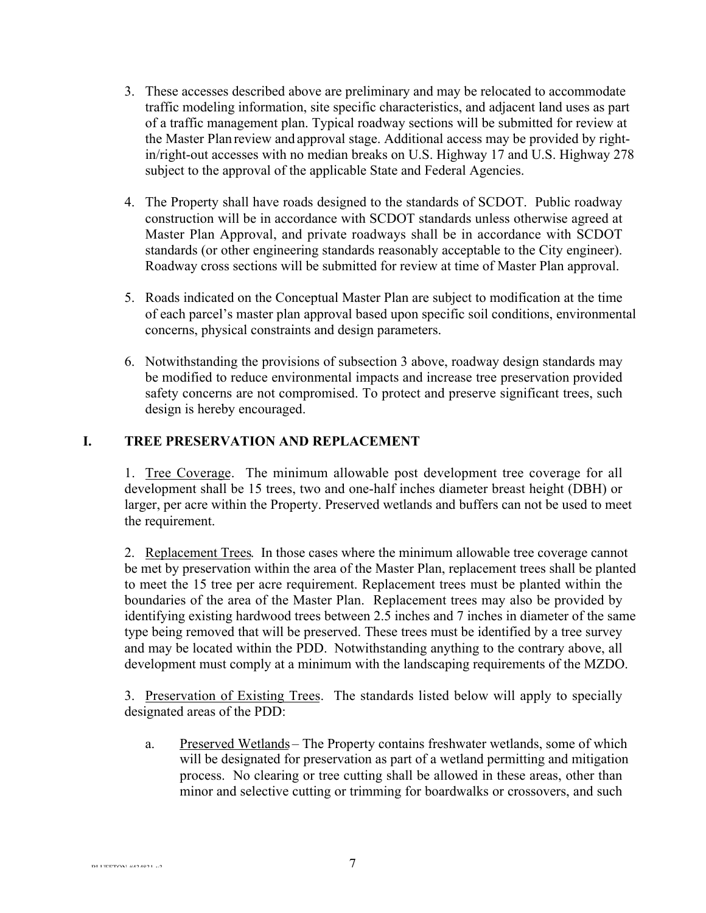3. These accesses described above are preliminary and may be relocated to accommodate traffic modeling information, site specific characteristics, and adjacent land uses as part of a traffic management plan. Typical roadway sections will be submitted for review at the Master Plan review and approval stage. Additional access may be provided by right-in/right-out accesses with no median breaks on U.S. Highway 17 and U.S. Highway 278 subject to the approval of the applicable State and Federal Agencies.

4. The Property shall have roads designed to the standards of SCDOT. Public roadway construction will be in accordance with SCDOT standards unless otherwise agreed at Master Plan Approval, and private roadways shall be in accordance with SCDOT standards (or other engineering standards reasonably acceptable to the City engineer). Roadway cross sections will be submitted for review at time of Master Plan approval.

5. Roads indicated on the Conceptual Master Plan are subject to modification at the time of each parcel's master plan approval based upon specific soil conditions, environmental concerns, physical constraints and design parameters.

6. Notwithstanding the provisions of subsection 3 above, roadway design standards may be modified to reduce environmental impacts and increase tree preservation provided safety concerns are not compromised. To protect and preserve significant trees, such design is hereby encouraged.

## I. TREE PRESERVATION AND REPLACEMENT

1. Tree Coverage. The minimum allowable post development tree coverage for all development shall be 15 trees, two and one-half inches diameter breast height (DBH) or larger, per acre within the Property. Preserved wetlands and buffers can not be used to meet the requirement.

2. Replacement Trees. In those cases where the minimum allowable tree coverage cannot be met by preservation within the area of the Master Plan, replacement trees shall be planted to meet the 15 tree per acre requirement. Replacement trees must be planted within the boundaries of the area of the Master Plan. Replacement trees may also be provided by identifying existing hardwood trees between 2.5 inches and 7 inches in diameter of the same type being removed that will be preserved. These trees must be identified by a tree survey and may be located within the PDD. Notwithstanding anything to the contrary above, all development must comply at a minimum with the landscaping requirements of the MZDO.

3. Preservation of Existing Trees. The standards listed below will apply to specially designated areas of the PDD:

   a. Preserved Wetlands – The Property contains freshwater wetlands, some of which will be designated for preservation as part of a wetland permitting and mitigation process. No clearing or tree cutting shall be allowed in these areas, other than minor and selective cutting or trimming for boardwalks or crossovers, and such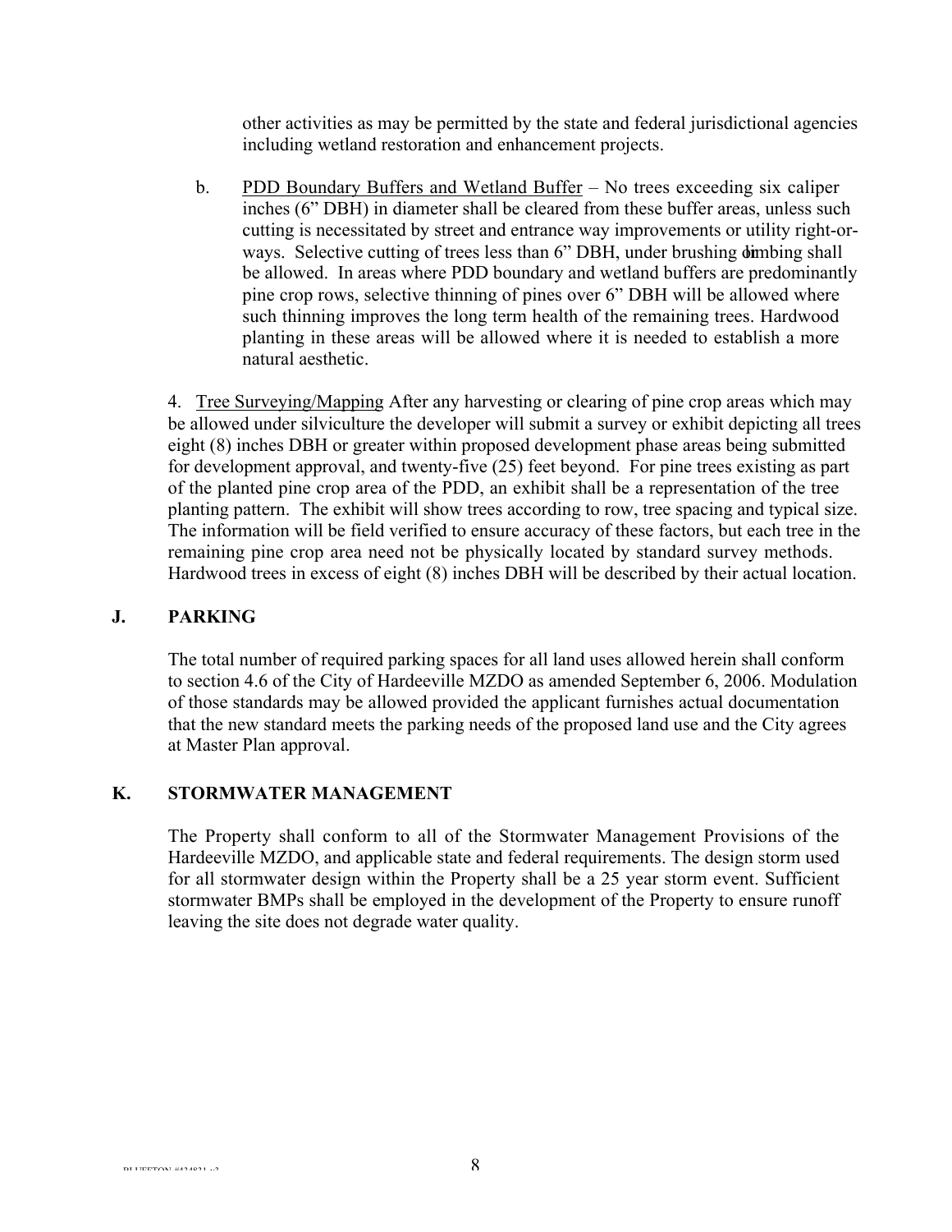other activities as may be permitted by the state and federal jurisdictional agencies including wetland restoration and enhancement projects.

b. PDD Boundary Buffers and Wetland Buffer – No trees exceeding six caliper inches (6" DBH) in diameter shall be cleared from these buffer areas, unless such cutting is necessitated by street and entrance way improvements or utility right-or-ways. Selective cutting of trees less than 6" DBH, under brushing or limbing shall be allowed. In areas where PDD boundary and wetland buffers are predominantly pine crop rows, selective thinning of pines over 6" DBH will be allowed where such thinning improves the long term health of the remaining trees. Hardwood planting in these areas will be allowed where it is needed to establish a more natural aesthetic.

4. Tree Surveying/Mapping After any harvesting or clearing of pine crop areas which may be allowed under silviculture the developer will submit a survey or exhibit depicting all trees eight (8) inches DBH or greater within proposed development phase areas being submitted for development approval, and twenty-five (25) feet beyond. For pine trees existing as part of the planted pine crop area of the PDD, an exhibit shall be a representation of the tree planting pattern. The exhibit will show trees according to row, tree spacing and typical size. The information will be field verified to ensure accuracy of these factors, but each tree in the remaining pine crop area need not be physically located by standard survey methods. Hardwood trees in excess of eight (8) inches DBH will be described by their actual location.

## J. PARKING

The total number of required parking spaces for all land uses allowed herein shall conform to section 4.6 of the City of Hardeeville MZDO as amended September 6, 2006. Modulation of those standards may be allowed provided the applicant furnishes actual documentation that the new standard meets the parking needs of the proposed land use and the City agrees at Master Plan approval.

## K. STORMWATER MANAGEMENT

The Property shall conform to all of the Stormwater Management Provisions of the Hardeeville MZDO, and applicable state and federal requirements. The design storm used for all stormwater design within the Property shall be a 25 year storm event. Sufficient stormwater BMPs shall be employed in the development of the Property to ensure runoff leaving the site does not degrade water quality.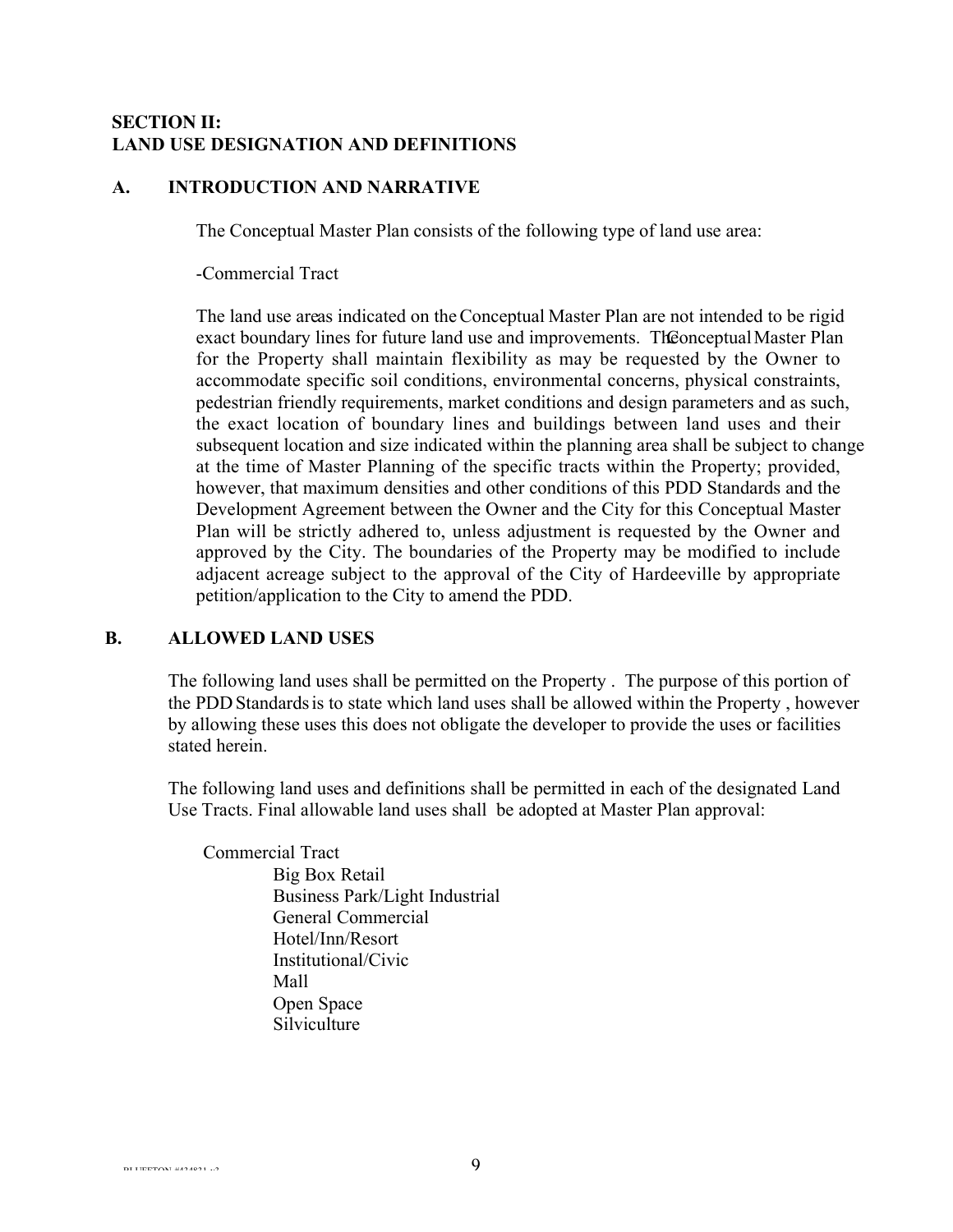## SECTION II:
## LAND USE DESIGNATION AND DEFINITIONS

### A. INTRODUCTION AND NARRATIVE

The Conceptual Master Plan consists of the following type of land use area:

-Commercial Tract

The land use areas indicated on the Conceptual Master Plan are not intended to be rigid exact boundary lines for future land use and improvements. The Conceptual Master Plan for the Property shall maintain flexibility as may be requested by the Owner to accommodate specific soil conditions, environmental concerns, physical constraints, pedestrian friendly requirements, market conditions and design parameters and as such, the exact location of boundary lines and buildings between land uses and their subsequent location and size indicated within the planning area shall be subject to change at the time of Master Planning of the specific tracts within the Property; provided, however, that maximum densities and other conditions of this PDD Standards and the Development Agreement between the Owner and the City for this Conceptual Master Plan will be strictly adhered to, unless adjustment is requested by the Owner and approved by the City. The boundaries of the Property may be modified to include adjacent acreage subject to the approval of the City of Hardeeville by appropriate petition/application to the City to amend the PDD.

### B. ALLOWED LAND USES

The following land uses shall be permitted on the Property . The purpose of this portion of the PDD Standards is to state which land uses shall be allowed within the Property , however by allowing these uses this does not obligate the developer to provide the uses or facilities stated herein.

The following land uses and definitions shall be permitted in each of the designated Land Use Tracts. Final allowable land uses shall be adopted at Master Plan approval:

Commercial Tract

- Big Box Retail
- Business Park/Light Industrial
- General Commercial
- Hotel/Inn/Resort
- Institutional/Civic
- Mall
- Open Space
- Silviculture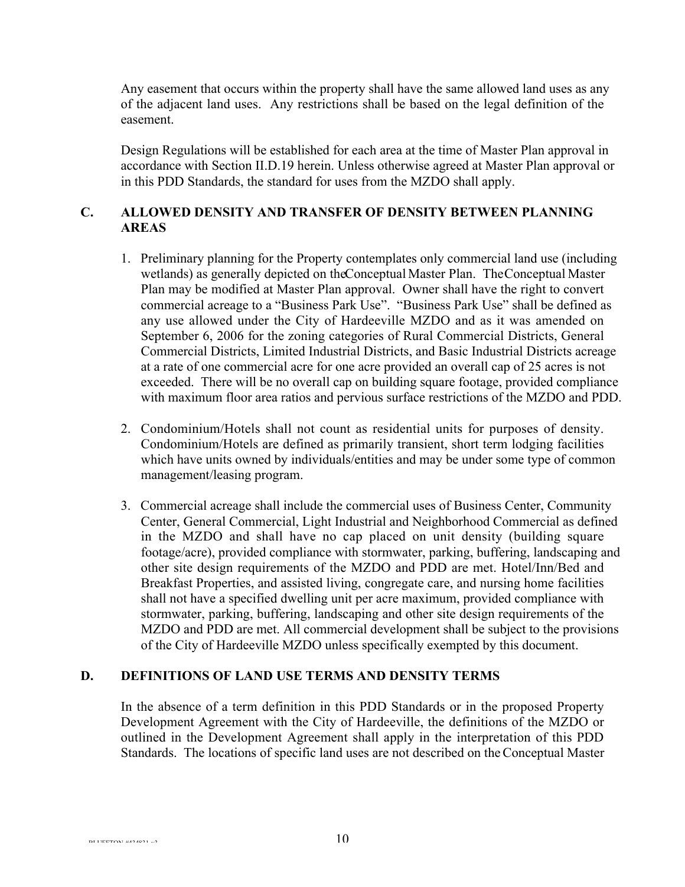Any easement that occurs within the property shall have the same allowed land uses as any of the adjacent land uses. Any restrictions shall be based on the legal definition of the easement.

Design Regulations will be established for each area at the time of Master Plan approval in accordance with Section II.D.19 herein. Unless otherwise agreed at Master Plan approval or in this PDD Standards, the standard for uses from the MZDO shall apply.

## C. ALLOWED DENSITY AND TRANSFER OF DENSITY BETWEEN PLANNING AREAS

1. Preliminary planning for the Property contemplates only commercial land use (including wetlands) as generally depicted on the Conceptual Master Plan. The Conceptual Master Plan may be modified at Master Plan approval. Owner shall have the right to convert commercial acreage to a "Business Park Use". "Business Park Use" shall be defined as any use allowed under the City of Hardeeville MZDO and as it was amended on September 6, 2006 for the zoning categories of Rural Commercial Districts, General Commercial Districts, Limited Industrial Districts, and Basic Industrial Districts acreage at a rate of one commercial acre for one acre provided an overall cap of 25 acres is not exceeded. There will be no overall cap on building square footage, provided compliance with maximum floor area ratios and pervious surface restrictions of the MZDO and PDD.

2. Condominium/Hotels shall not count as residential units for purposes of density. Condominium/Hotels are defined as primarily transient, short term lodging facilities which have units owned by individuals/entities and may be under some type of common management/leasing program.

3. Commercial acreage shall include the commercial uses of Business Center, Community Center, General Commercial, Light Industrial and Neighborhood Commercial as defined in the MZDO and shall have no cap placed on unit density (building square footage/acre), provided compliance with stormwater, parking, buffering, landscaping and other site design requirements of the MZDO and PDD are met. Hotel/Inn/Bed and Breakfast Properties, and assisted living, congregate care, and nursing home facilities shall not have a specified dwelling unit per acre maximum, provided compliance with stormwater, parking, buffering, landscaping and other site design requirements of the MZDO and PDD are met. All commercial development shall be subject to the provisions of the City of Hardeeville MZDO unless specifically exempted by this document.

## D. DEFINITIONS OF LAND USE TERMS AND DENSITY TERMS

In the absence of a term definition in this PDD Standards or in the proposed Property Development Agreement with the City of Hardeeville, the definitions of the MZDO or outlined in the Development Agreement shall apply in the interpretation of this PDD Standards. The locations of specific land uses are not described on the Conceptual Master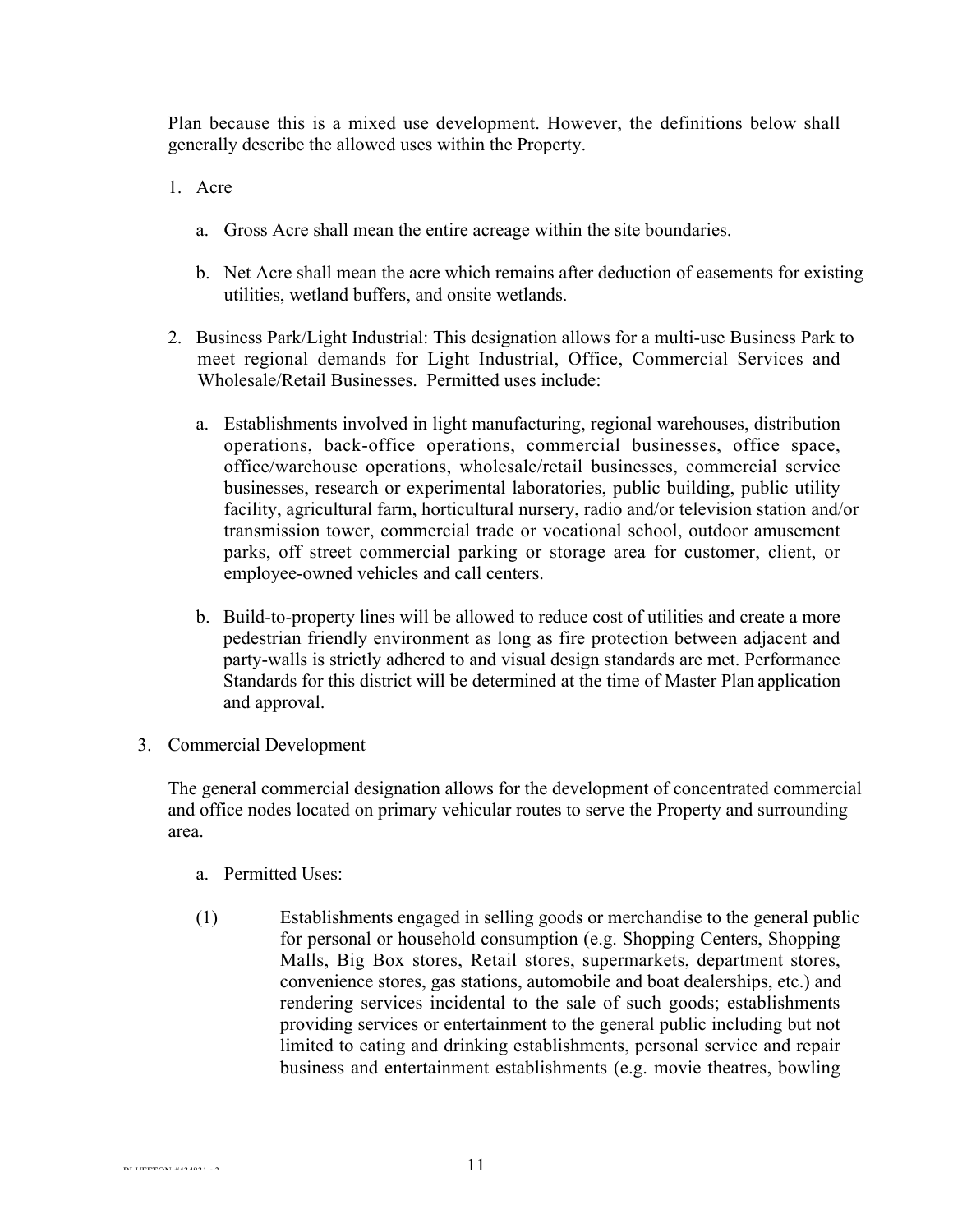Plan because this is a mixed use development. However, the definitions below shall generally describe the allowed uses within the Property.

1. Acre

   a. Gross Acre shall mean the entire acreage within the site boundaries.

   b. Net Acre shall mean the acre which remains after deduction of easements for existing utilities, wetland buffers, and onsite wetlands.

2. Business Park/Light Industrial: This designation allows for a multi-use Business Park to meet regional demands for Light Industrial, Office, Commercial Services and Wholesale/Retail Businesses. Permitted uses include:

   a. Establishments involved in light manufacturing, regional warehouses, distribution operations, back-office operations, commercial businesses, office space, office/warehouse operations, wholesale/retail businesses, commercial service businesses, research or experimental laboratories, public building, public utility facility, agricultural farm, horticultural nursery, radio and/or television station and/or transmission tower, commercial trade or vocational school, outdoor amusement parks, off street commercial parking or storage area for customer, client, or employee-owned vehicles and call centers.

   b. Build-to-property lines will be allowed to reduce cost of utilities and create a more pedestrian friendly environment as long as fire protection between adjacent and party-walls is strictly adhered to and visual design standards are met. Performance Standards for this district will be determined at the time of Master Plan application and approval.

3. Commercial Development

   The general commercial designation allows for the development of concentrated commercial and office nodes located on primary vehicular routes to serve the Property and surrounding area.

   a. Permitted Uses:

   (1) Establishments engaged in selling goods or merchandise to the general public for personal or household consumption (e.g. Shopping Centers, Shopping Malls, Big Box stores, Retail stores, supermarkets, department stores, convenience stores, gas stations, automobile and boat dealerships, etc.) and rendering services incidental to the sale of such goods; establishments providing services or entertainment to the general public including but not limited to eating and drinking establishments, personal service and repair business and entertainment establishments (e.g. movie theatres, bowling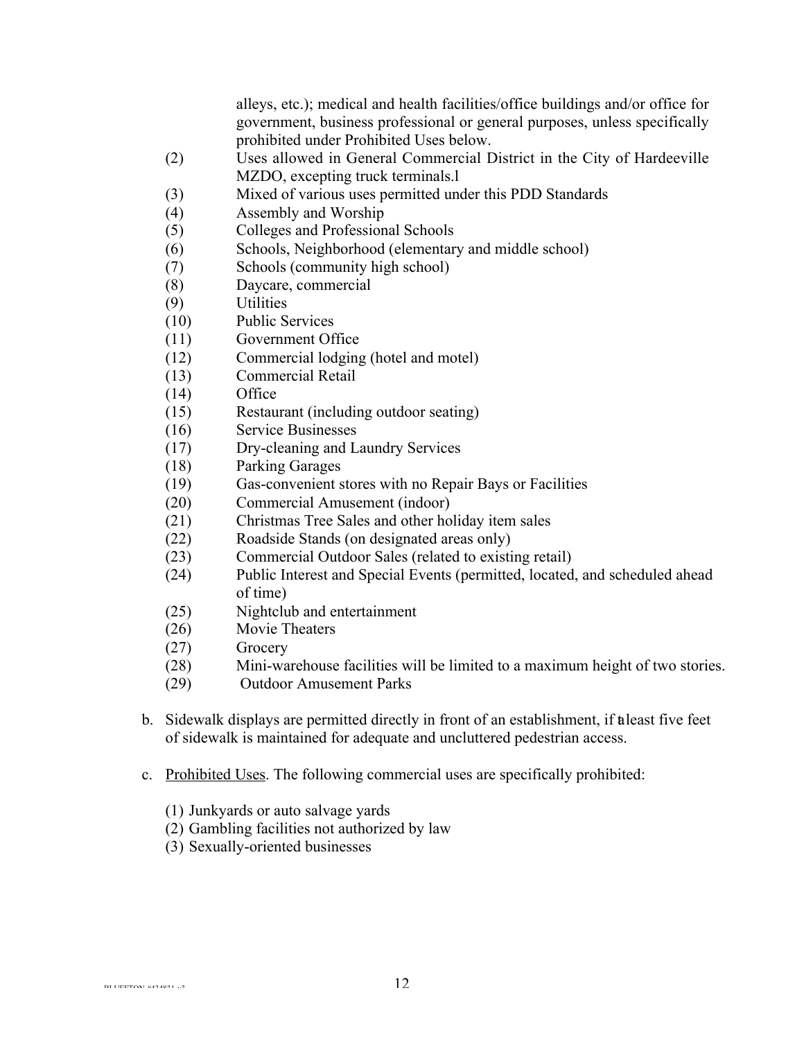alleys, etc.); medical and health facilities/office buildings and/or office for government, business professional or general purposes, unless specifically prohibited under Prohibited Uses below.

(2) Uses allowed in General Commercial District in the City of Hardeeville MZDO, excepting truck terminals.l

(3) Mixed of various uses permitted under this PDD Standards

(4) Assembly and Worship

(5) Colleges and Professional Schools

(6) Schools, Neighborhood (elementary and middle school)

(7) Schools (community high school)

(8) Daycare, commercial

(9) Utilities

(10) Public Services

(11) Government Office

(12) Commercial lodging (hotel and motel)

(13) Commercial Retail

(14) Office

(15) Restaurant (including outdoor seating)

(16) Service Businesses

(17) Dry-cleaning and Laundry Services

(18) Parking Garages

(19) Gas-convenient stores with no Repair Bays or Facilities

(20) Commercial Amusement (indoor)

(21) Christmas Tree Sales and other holiday item sales

(22) Roadside Stands (on designated areas only)

(23) Commercial Outdoor Sales (related to existing retail)

(24) Public Interest and Special Events (permitted, located, and scheduled ahead of time)

(25) Nightclub and entertainment

(26) Movie Theaters

(27) Grocery

(28) Mini-warehouse facilities will be limited to a maximum height of two stories.

(29) Outdoor Amusement Parks

b. Sidewalk displays are permitted directly in front of an establishment, if at least five feet of sidewalk is maintained for adequate and uncluttered pedestrian access.

c. Prohibited Uses. The following commercial uses are specifically prohibited:

(1) Junkyards or auto salvage yards
(2) Gambling facilities not authorized by law
(3) Sexually-oriented businesses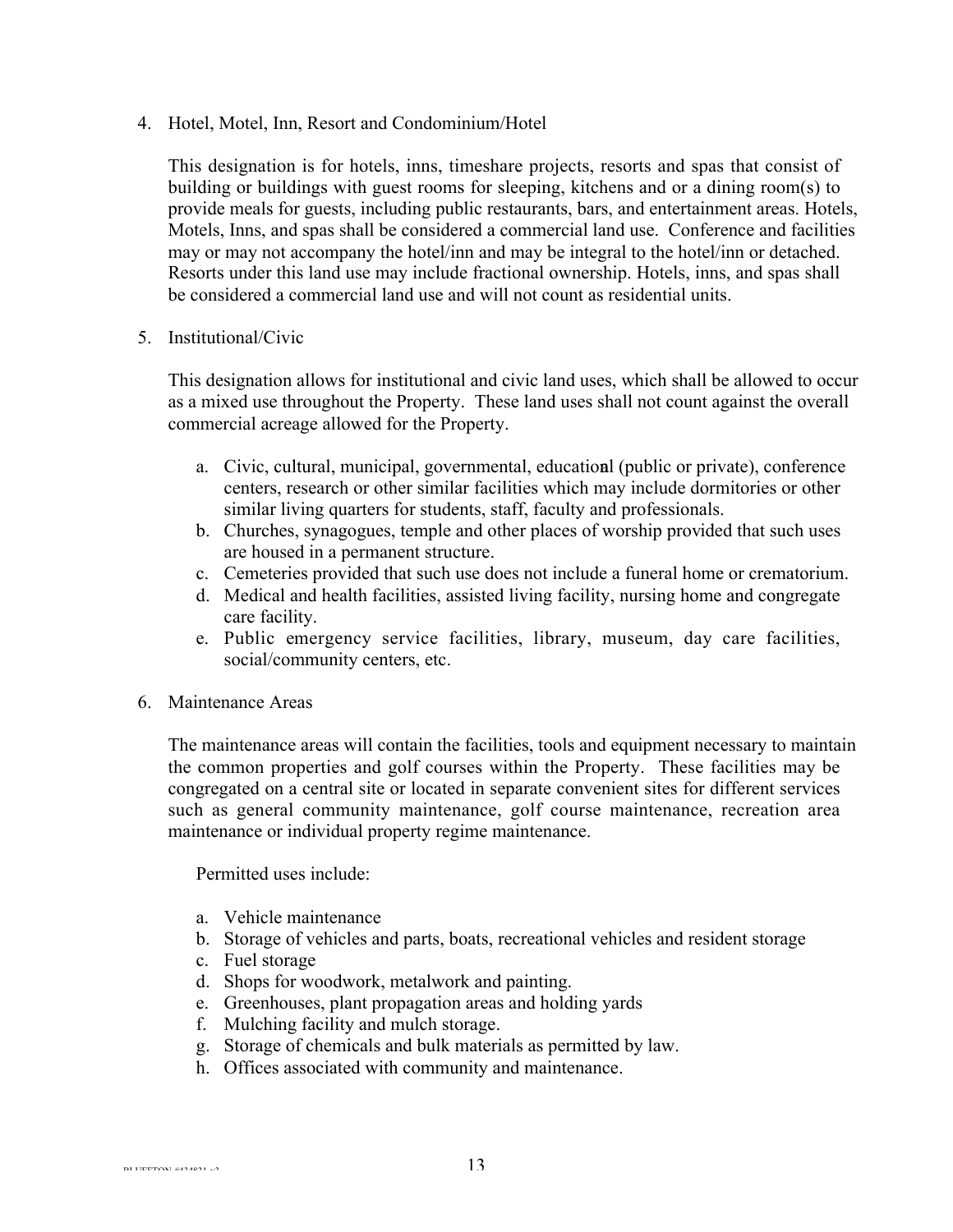4. Hotel, Motel, Inn, Resort and Condominium/Hotel

   This designation is for hotels, inns, timeshare projects, resorts and spas that consist of building or buildings with guest rooms for sleeping, kitchens and or a dining room(s) to provide meals for guests, including public restaurants, bars, and entertainment areas. Hotels, Motels, Inns, and spas shall be considered a commercial land use. Conference and facilities may or may not accompany the hotel/inn and may be integral to the hotel/inn or detached. Resorts under this land use may include fractional ownership. Hotels, inns, and spas shall be considered a commercial land use and will not count as residential units.

5. Institutional/Civic

   This designation allows for institutional and civic land uses, which shall be allowed to occur as a mixed use throughout the Property. These land uses shall not count against the overall commercial acreage allowed for the Property.

   a. Civic, cultural, municipal, governmental, educational (public or private), conference centers, research or other similar facilities which may include dormitories or other similar living quarters for students, staff, faculty and professionals.
   b. Churches, synagogues, temple and other places of worship provided that such uses are housed in a permanent structure.
   c. Cemeteries provided that such use does not include a funeral home or crematorium.
   d. Medical and health facilities, assisted living facility, nursing home and congregate care facility.
   e. Public emergency service facilities, library, museum, day care facilities, social/community centers, etc.

6. Maintenance Areas

   The maintenance areas will contain the facilities, tools and equipment necessary to maintain the common properties and golf courses within the Property. These facilities may be congregated on a central site or located in separate convenient sites for different services such as general community maintenance, golf course maintenance, recreation area maintenance or individual property regime maintenance.

   Permitted uses include:

   a. Vehicle maintenance
   b. Storage of vehicles and parts, boats, recreational vehicles and resident storage
   c. Fuel storage
   d. Shops for woodwork, metalwork and painting.
   e. Greenhouses, plant propagation areas and holding yards
   f. Mulching facility and mulch storage.
   g. Storage of chemicals and bulk materials as permitted by law.
   h. Offices associated with community and maintenance.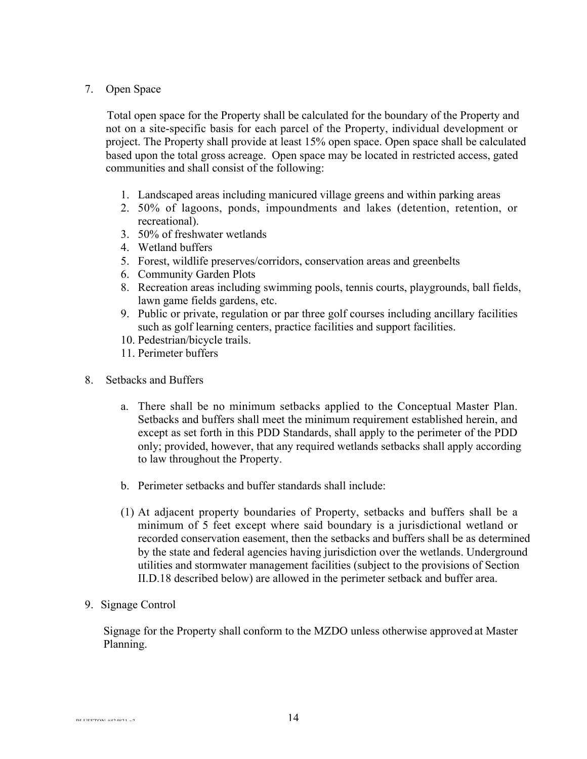7. Open Space

Total open space for the Property shall be calculated for the boundary of the Property and not on a site-specific basis for each parcel of the Property, individual development or project. The Property shall provide at least 15% open space. Open space shall be calculated based upon the total gross acreage. Open space may be located in restricted access, gated communities and shall consist of the following:

1. Landscaped areas including manicured village greens and within parking areas
2. 50% of lagoons, ponds, impoundments and lakes (detention, retention, or recreational).
3. 50% of freshwater wetlands
4. Wetland buffers
5. Forest, wildlife preserves/corridors, conservation areas and greenbelts
6. Community Garden Plots
8. Recreation areas including swimming pools, tennis courts, playgrounds, ball fields, lawn game fields gardens, etc.
9. Public or private, regulation or par three golf courses including ancillary facilities such as golf learning centers, practice facilities and support facilities.
10. Pedestrian/bicycle trails.
11. Perimeter buffers

8. Setbacks and Buffers

   a. There shall be no minimum setbacks applied to the Conceptual Master Plan. Setbacks and buffers shall meet the minimum requirement established herein, and except as set forth in this PDD Standards, shall apply to the perimeter of the PDD only; provided, however, that any required wetlands setbacks shall apply according to law throughout the Property.

   b. Perimeter setbacks and buffer standards shall include:

   (1) At adjacent property boundaries of Property, setbacks and buffers shall be a minimum of 5 feet except where said boundary is a jurisdictional wetland or recorded conservation easement, then the setbacks and buffers shall be as determined by the state and federal agencies having jurisdiction over the wetlands. Underground utilities and stormwater management facilities (subject to the provisions of Section II.D.18 described below) are allowed in the perimeter setback and buffer area.

9. Signage Control

Signage for the Property shall conform to the MZDO unless otherwise approved at Master Planning.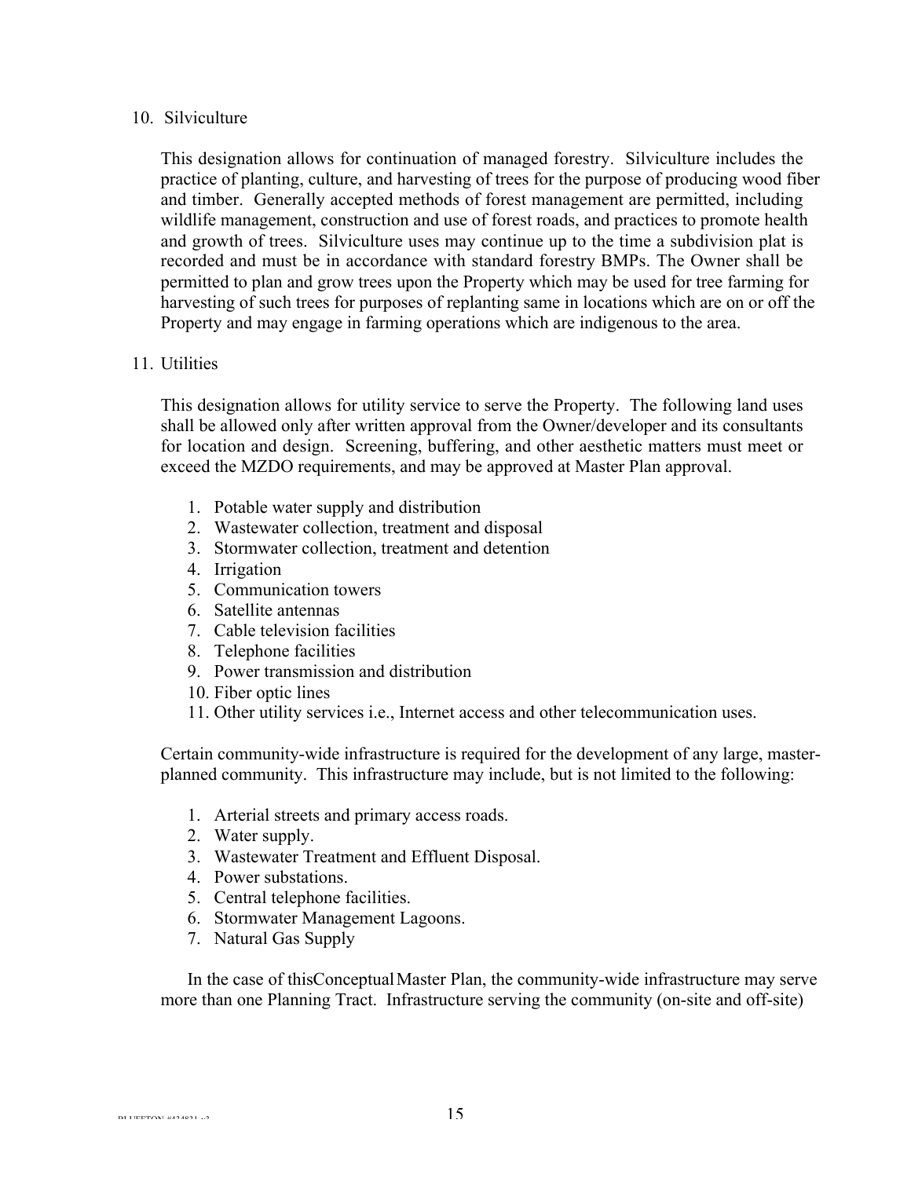10. Silviculture

    This designation allows for continuation of managed forestry. Silviculture includes the practice of planting, culture, and harvesting of trees for the purpose of producing wood fiber and timber. Generally accepted methods of forest management are permitted, including wildlife management, construction and use of forest roads, and practices to promote health and growth of trees. Silviculture uses may continue up to the time a subdivision plat is recorded and must be in accordance with standard forestry BMPs. The Owner shall be permitted to plan and grow trees upon the Property which may be used for tree farming for harvesting of such trees for purposes of replanting same in locations which are on or off the Property and may engage in farming operations which are indigenous to the area.

11. Utilities

    This designation allows for utility service to serve the Property. The following land uses shall be allowed only after written approval from the Owner/developer and its consultants for location and design. Screening, buffering, and other aesthetic matters must meet or exceed the MZDO requirements, and may be approved at Master Plan approval.

    1. Potable water supply and distribution
    2. Wastewater collection, treatment and disposal
    3. Stormwater collection, treatment and detention
    4. Irrigation
    5. Communication towers
    6. Satellite antennas
    7. Cable television facilities
    8. Telephone facilities
    9. Power transmission and distribution
    10. Fiber optic lines
    11. Other utility services i.e., Internet access and other telecommunication uses.

    Certain community-wide infrastructure is required for the development of any large, master-planned community. This infrastructure may include, but is not limited to the following:

    1. Arterial streets and primary access roads.
    2. Water supply.
    3. Wastewater Treatment and Effluent Disposal.
    4. Power substations.
    5. Central telephone facilities.
    6. Stormwater Management Lagoons.
    7. Natural Gas Supply

    In the case of thisConceptual Master Plan, the community-wide infrastructure may serve more than one Planning Tract. Infrastructure serving the community (on-site and off-site)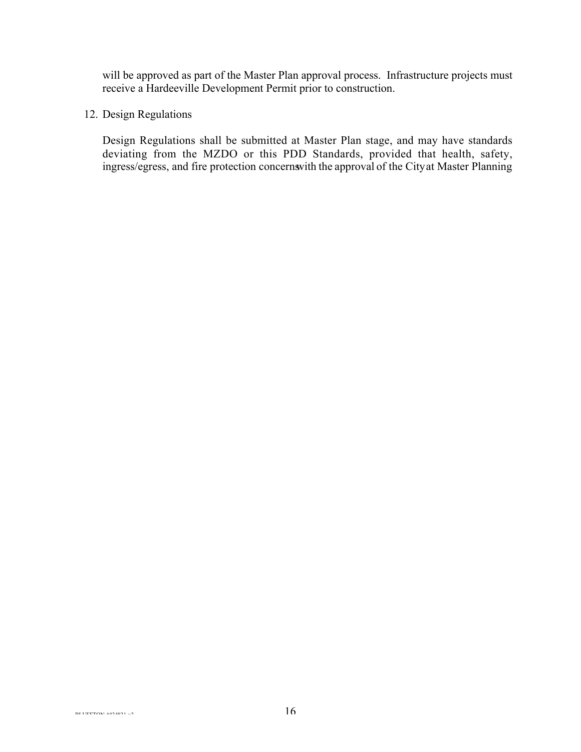will be approved as part of the Master Plan approval process. Infrastructure projects must receive a Hardeeville Development Permit prior to construction.

12. Design Regulations

    Design Regulations shall be submitted at Master Plan stage, and may have standards deviating from the MZDO or this PDD Standards, provided that health, safety, ingress/egress, and fire protection concerns with the approval of the City at Master Planning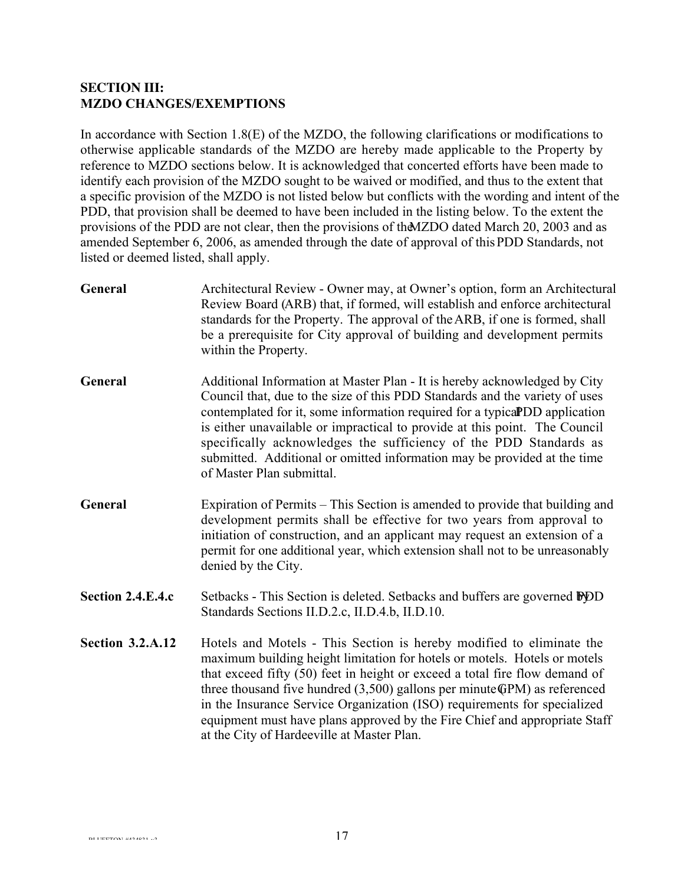**SECTION III:**
**MZDO CHANGES/EXEMPTIONS**

In accordance with Section 1.8(E) of the MZDO, the following clarifications or modifications to otherwise applicable standards of the MZDO are hereby made applicable to the Property by reference to MZDO sections below. It is acknowledged that concerted efforts have been made to identify each provision of the MZDO sought to be waived or modified, and thus to the extent that a specific provision of the MZDO is not listed below but conflicts with the wording and intent of the PDD, that provision shall be deemed to have been included in the listing below. To the extent the provisions of the PDD are not clear, then the provisions of the MZDO dated March 20, 2003 and as amended September 6, 2006, as amended through the date of approval of this PDD Standards, not listed or deemed listed, shall apply.

**General** — Architectural Review - Owner may, at Owner's option, form an Architectural Review Board (ARB) that, if formed, will establish and enforce architectural standards for the Property. The approval of the ARB, if one is formed, shall be a prerequisite for City approval of building and development permits within the Property.

**General** — Additional Information at Master Plan - It is hereby acknowledged by City Council that, due to the size of this PDD Standards and the variety of uses contemplated for it, some information required for a typical PDD application is either unavailable or impractical to provide at this point. The Council specifically acknowledges the sufficiency of the PDD Standards as submitted. Additional or omitted information may be provided at the time of Master Plan submittal.

**General** — Expiration of Permits – This Section is amended to provide that building and development permits shall be effective for two years from approval to initiation of construction, and an applicant may request an extension of a permit for one additional year, which extension shall not to be unreasonably denied by the City.

**Section 2.4.E.4.c** — Setbacks - This Section is deleted. Setbacks and buffers are governed by PDD Standards Sections II.D.2.c, II.D.4.b, II.D.10.

**Section 3.2.A.12** — Hotels and Motels - This Section is hereby modified to eliminate the maximum building height limitation for hotels or motels. Hotels or motels that exceed fifty (50) feet in height or exceed a total fire flow demand of three thousand five hundred (3,500) gallons per minute (GPM) as referenced in the Insurance Service Organization (ISO) requirements for specialized equipment must have plans approved by the Fire Chief and appropriate Staff at the City of Hardeeville at Master Plan.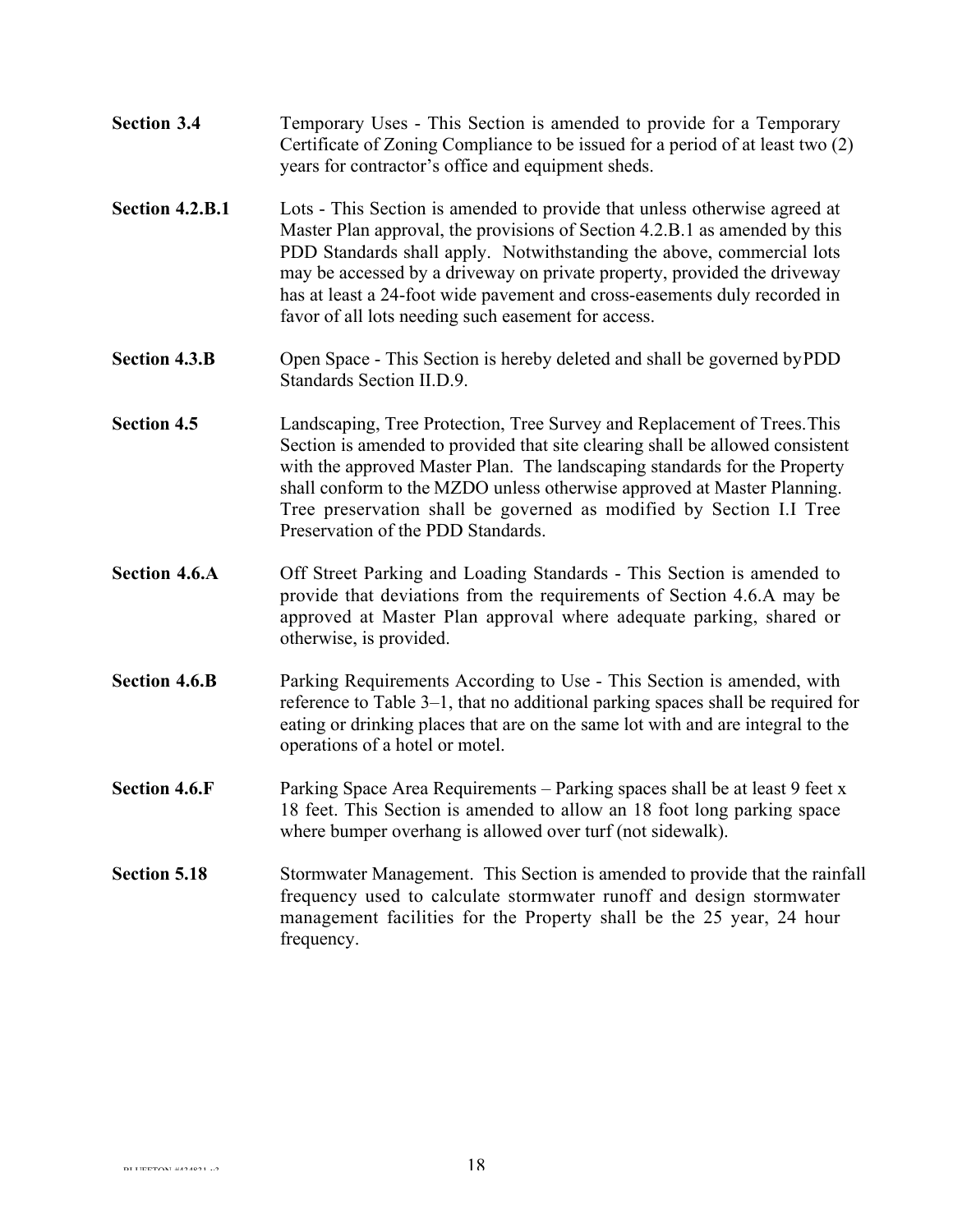**Section 3.4** Temporary Uses - This Section is amended to provide for a Temporary Certificate of Zoning Compliance to be issued for a period of at least two (2) years for contractor's office and equipment sheds.

**Section 4.2.B.1** Lots - This Section is amended to provide that unless otherwise agreed at Master Plan approval, the provisions of Section 4.2.B.1 as amended by this PDD Standards shall apply. Notwithstanding the above, commercial lots may be accessed by a driveway on private property, provided the driveway has at least a 24-foot wide pavement and cross-easements duly recorded in favor of all lots needing such easement for access.

**Section 4.3.B** Open Space - This Section is hereby deleted and shall be governed byPDD Standards Section II.D.9.

**Section 4.5** Landscaping, Tree Protection, Tree Survey and Replacement of Trees.This Section is amended to provided that site clearing shall be allowed consistent with the approved Master Plan. The landscaping standards for the Property shall conform to the MZDO unless otherwise approved at Master Planning. Tree preservation shall be governed as modified by Section I.I Tree Preservation of the PDD Standards.

**Section 4.6.A** Off Street Parking and Loading Standards - This Section is amended to provide that deviations from the requirements of Section 4.6.A may be approved at Master Plan approval where adequate parking, shared or otherwise, is provided.

**Section 4.6.B** Parking Requirements According to Use - This Section is amended, with reference to Table 3–1, that no additional parking spaces shall be required for eating or drinking places that are on the same lot with and are integral to the operations of a hotel or motel.

**Section 4.6.F** Parking Space Area Requirements – Parking spaces shall be at least 9 feet x 18 feet. This Section is amended to allow an 18 foot long parking space where bumper overhang is allowed over turf (not sidewalk).

**Section 5.18** Stormwater Management. This Section is amended to provide that the rainfall frequency used to calculate stormwater runoff and design stormwater management facilities for the Property shall be the 25 year, 24 hour frequency.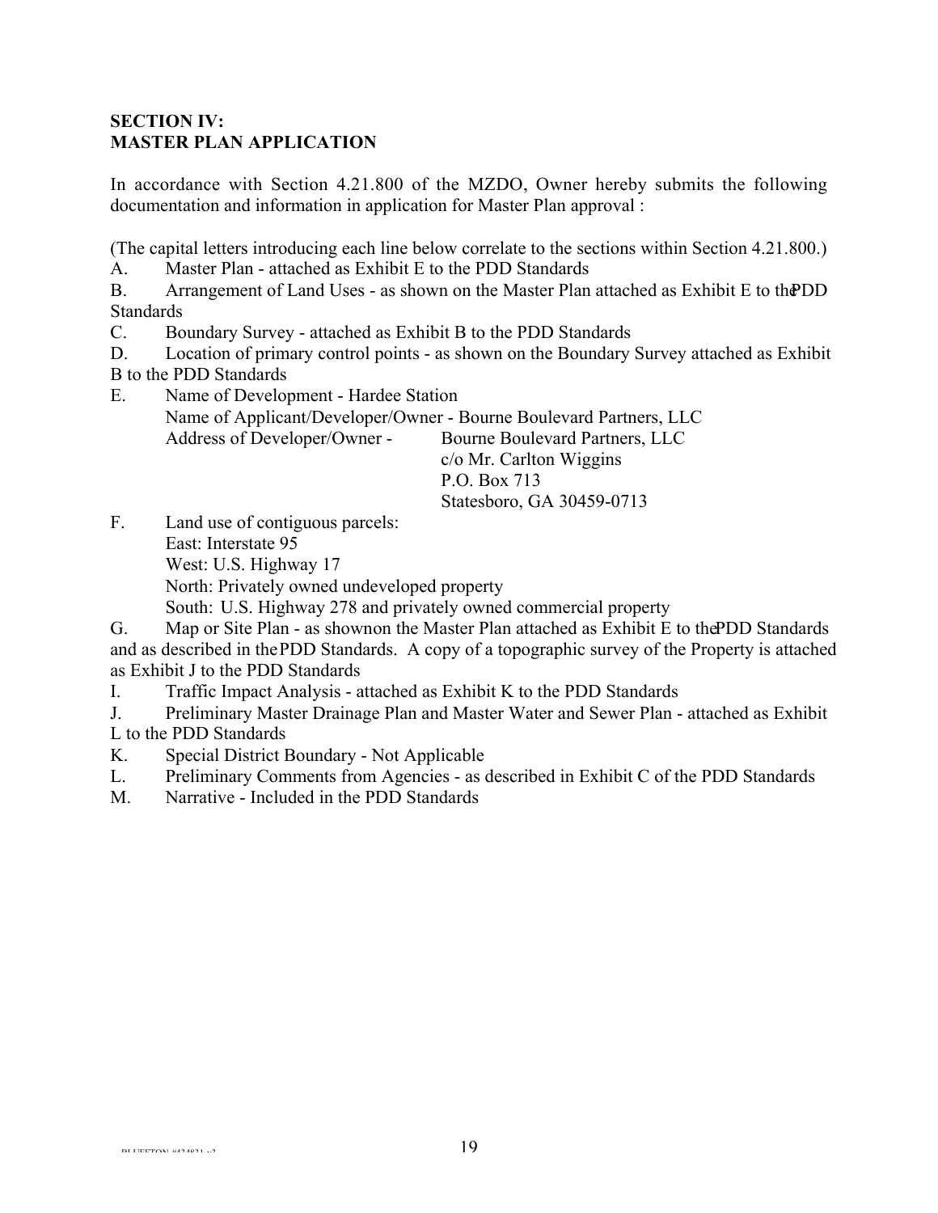**SECTION IV:**
**MASTER PLAN APPLICATION**

In accordance with Section 4.21.800 of the MZDO, Owner hereby submits the following documentation and information in application for Master Plan approval :

(The capital letters introducing each line below correlate to the sections within Section 4.21.800.)

A. Master Plan - attached as Exhibit E to the PDD Standards

B. Arrangement of Land Uses - as shown on the Master Plan attached as Exhibit E to the PDD Standards

C. Boundary Survey - attached as Exhibit B to the PDD Standards

D. Location of primary control points - as shown on the Boundary Survey attached as Exhibit B to the PDD Standards

E. Name of Development - Hardee Station
Name of Applicant/Developer/Owner - Bourne Boulevard Partners, LLC
Address of Developer/Owner - Bourne Boulevard Partners, LLC
c/o Mr. Carlton Wiggins
P.O. Box 713
Statesboro, GA 30459-0713

F. Land use of contiguous parcels:
East: Interstate 95
West: U.S. Highway 17
North: Privately owned undeveloped property
South: U.S. Highway 278 and privately owned commercial property

G. Map or Site Plan - as shownon the Master Plan attached as Exhibit E to the PDD Standards and as described in the PDD Standards. A copy of a topographic survey of the Property is attached as Exhibit J to the PDD Standards

I. Traffic Impact Analysis - attached as Exhibit K to the PDD Standards

J. Preliminary Master Drainage Plan and Master Water and Sewer Plan - attached as Exhibit L to the PDD Standards

K. Special District Boundary - Not Applicable

L. Preliminary Comments from Agencies - as described in Exhibit C of the PDD Standards

M. Narrative - Included in the PDD Standards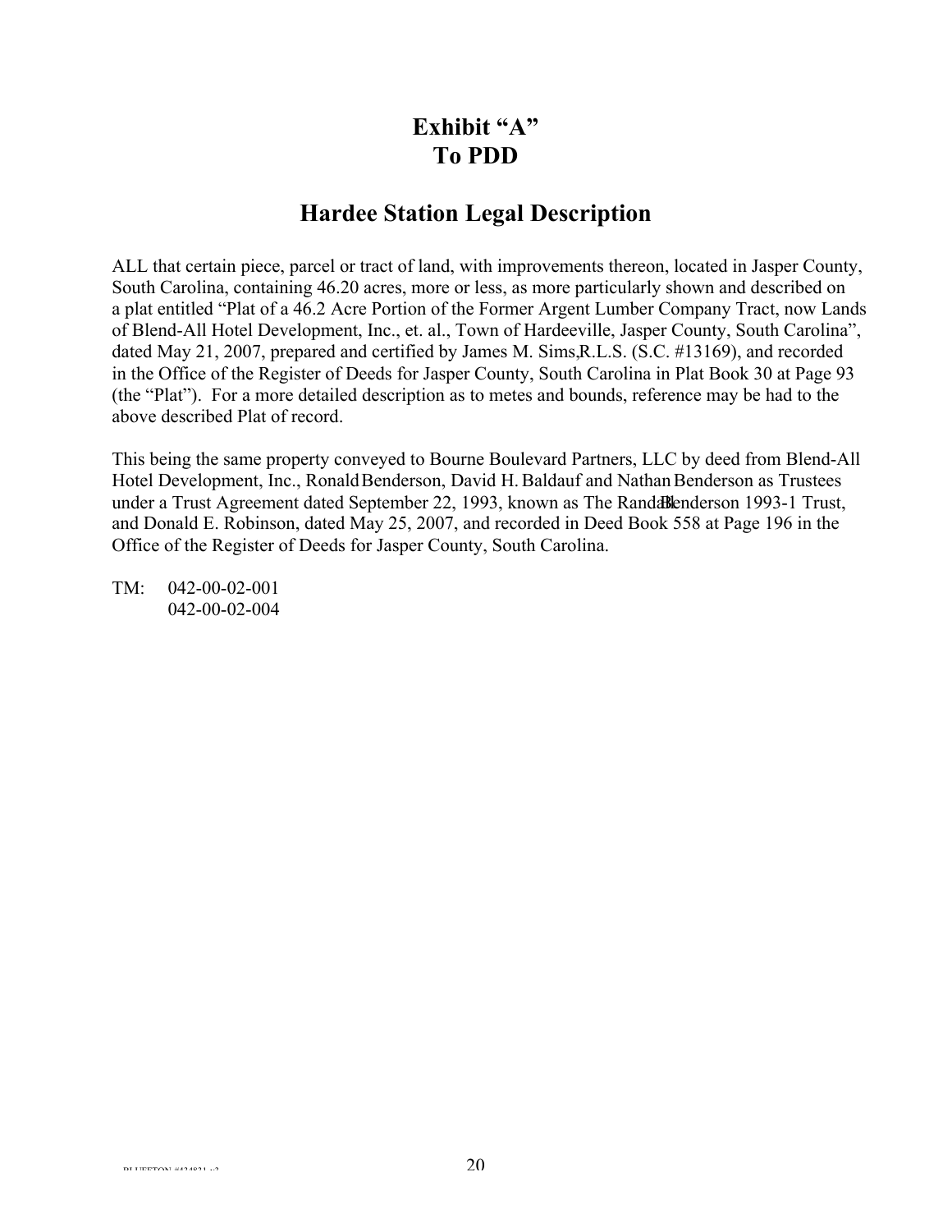# Exhibit "A"
# To PDD

## Hardee Station Legal Description

ALL that certain piece, parcel or tract of land, with improvements thereon, located in Jasper County, South Carolina, containing 46.20 acres, more or less, as more particularly shown and described on a plat entitled "Plat of a 46.2 Acre Portion of the Former Argent Lumber Company Tract, now Lands of Blend-All Hotel Development, Inc., et. al., Town of Hardeeville, Jasper County, South Carolina", dated May 21, 2007, prepared and certified by James M. Sims, R.L.S. (S.C. #13169), and recorded in the Office of the Register of Deeds for Jasper County, South Carolina in Plat Book 30 at Page 93 (the "Plat"). For a more detailed description as to metes and bounds, reference may be had to the above described Plat of record.

This being the same property conveyed to Bourne Boulevard Partners, LLC by deed from Blend-All Hotel Development, Inc., Ronald Benderson, David H. Baldauf and Nathan Benderson as Trustees under a Trust Agreement dated September 22, 1993, known as The Randall Benderson 1993-1 Trust, and Donald E. Robinson, dated May 25, 2007, and recorded in Deed Book 558 at Page 196 in the Office of the Register of Deeds for Jasper County, South Carolina.

TM: 042-00-02-001
042-00-02-004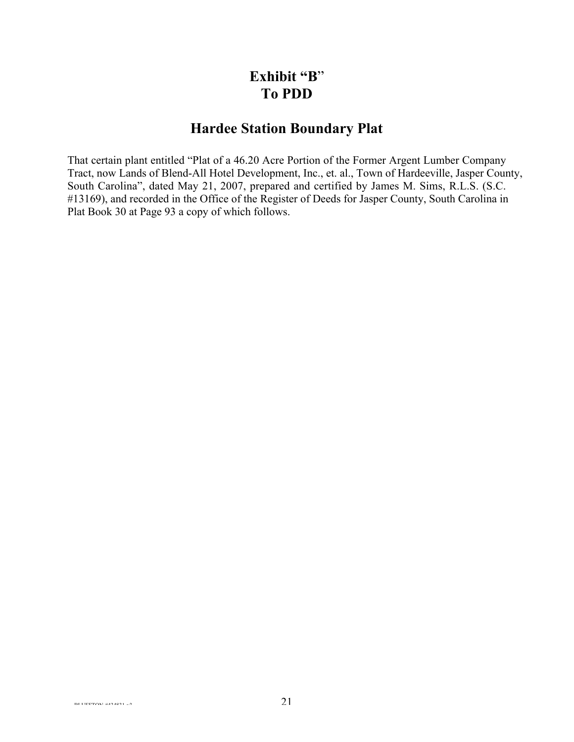# Exhibit "B"
# To PDD

## Hardee Station Boundary Plat

That certain plant entitled "Plat of a 46.20 Acre Portion of the Former Argent Lumber Company Tract, now Lands of Blend-All Hotel Development, Inc., et. al., Town of Hardeeville, Jasper County, South Carolina", dated May 21, 2007, prepared and certified by James M. Sims, R.L.S. (S.C. #13169), and recorded in the Office of the Register of Deeds for Jasper County, South Carolina in Plat Book 30 at Page 93 a copy of which follows.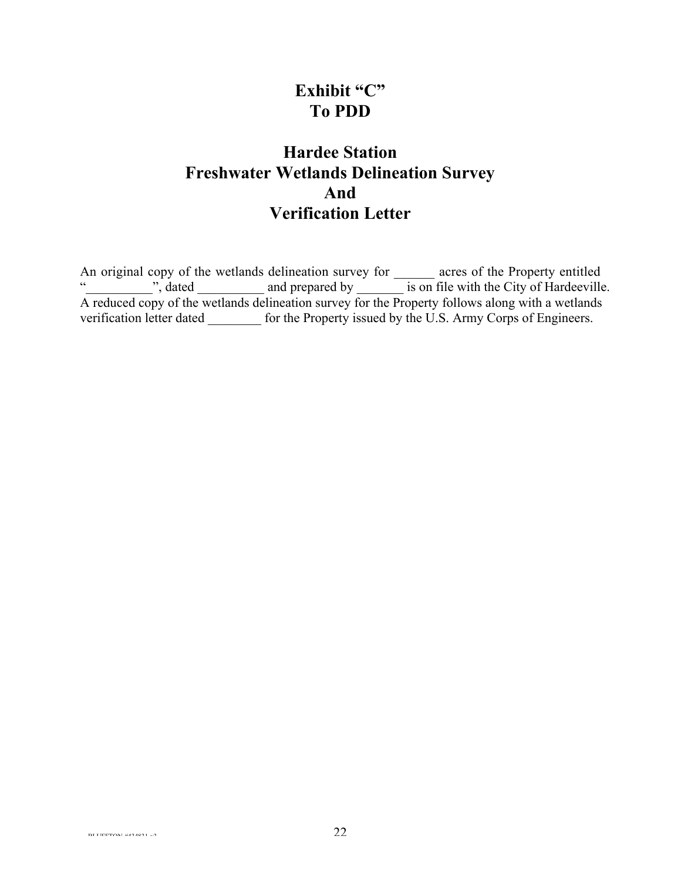# Exhibit "C"
# To PDD

## Hardee Station
## Freshwater Wetlands Delineation Survey
## And
## Verification Letter

An original copy of the wetlands delineation survey for ______ acres of the Property entitled "__________", dated __________ and prepared by _______ is on file with the City of Hardeeville. A reduced copy of the wetlands delineation survey for the Property follows along with a wetlands verification letter dated ________ for the Property issued by the U.S. Army Corps of Engineers.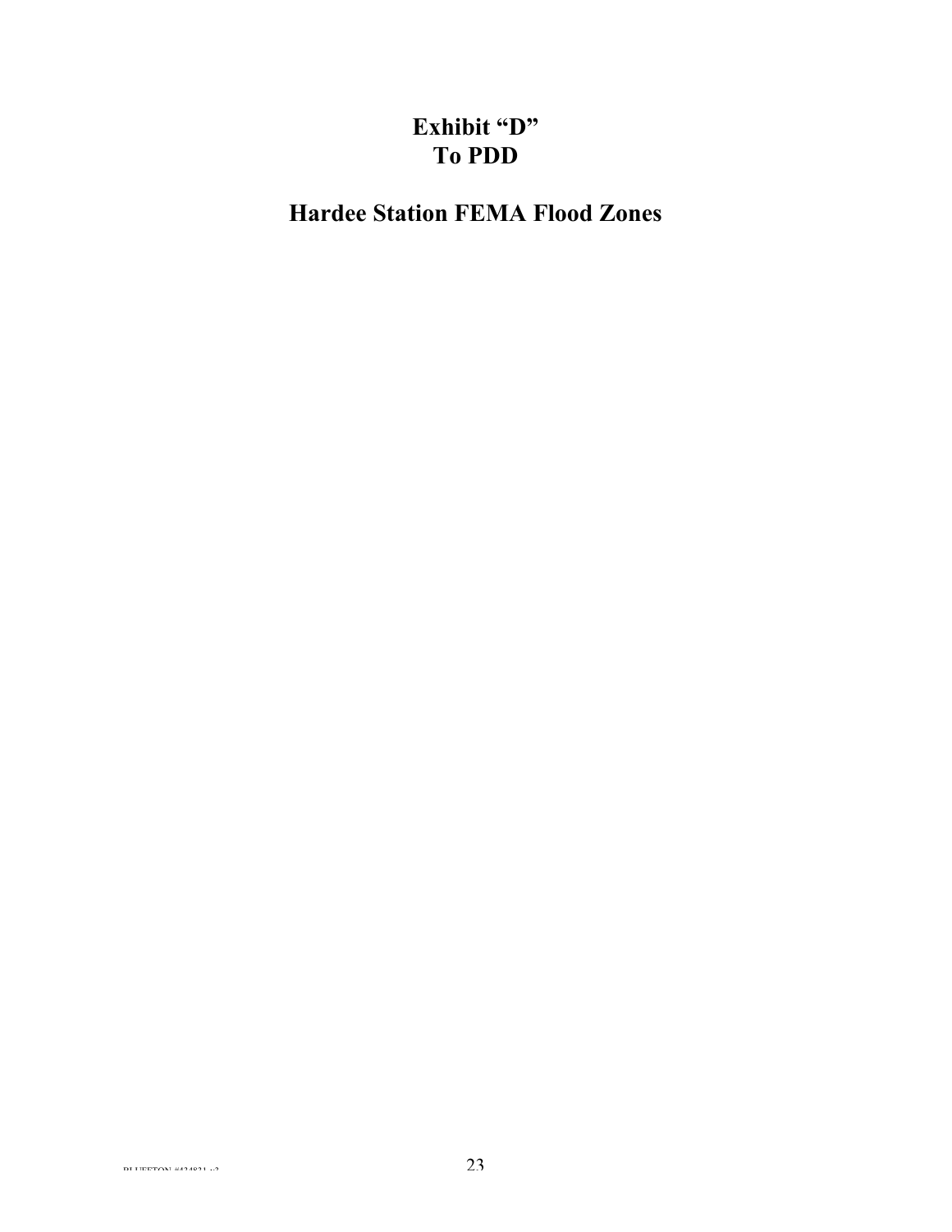# Exhibit "D"
# To PDD

## Hardee Station FEMA Flood Zones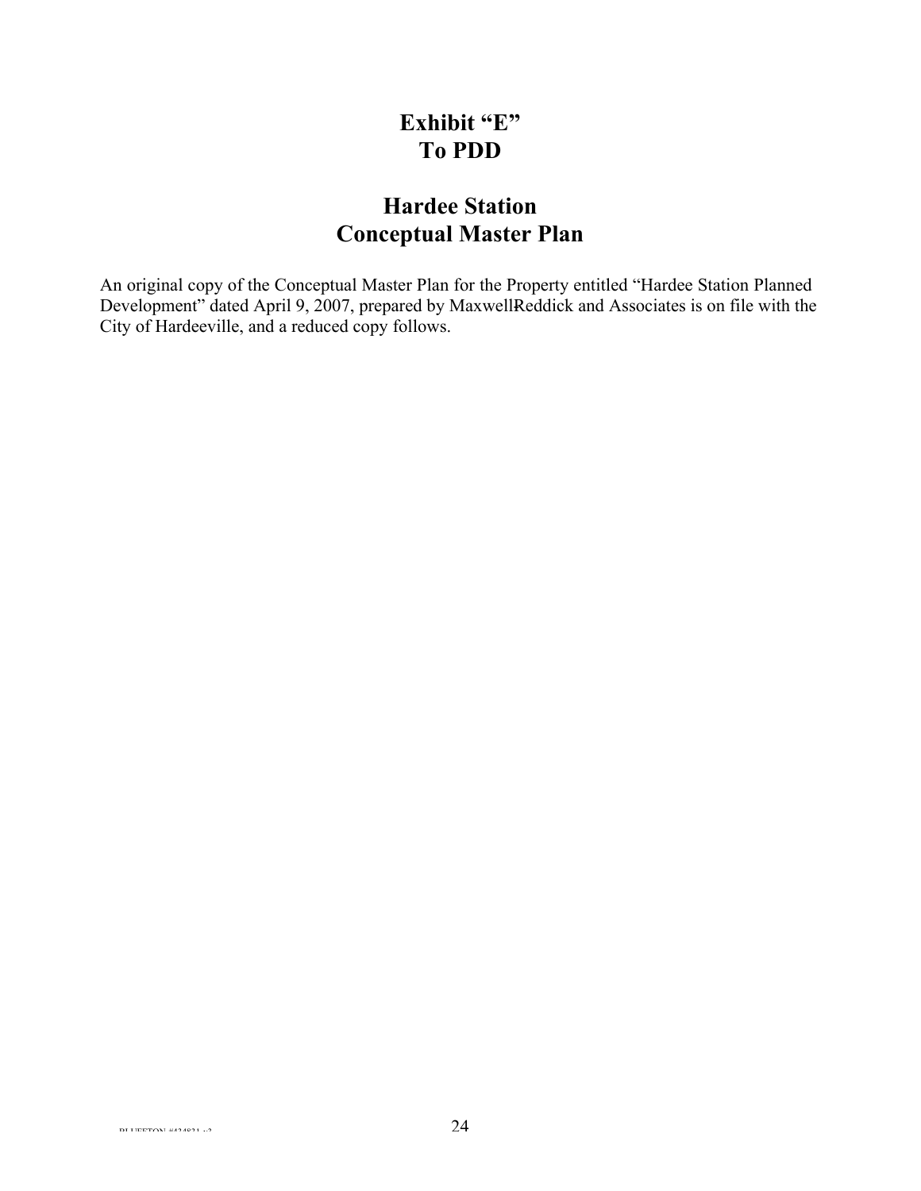# Exhibit "E"
# To PDD

# Hardee Station
# Conceptual Master Plan

An original copy of the Conceptual Master Plan for the Property entitled "Hardee Station Planned Development" dated April 9, 2007, prepared by Maxwell-Reddick and Associates is on file with the City of Hardeeville, and a reduced copy follows.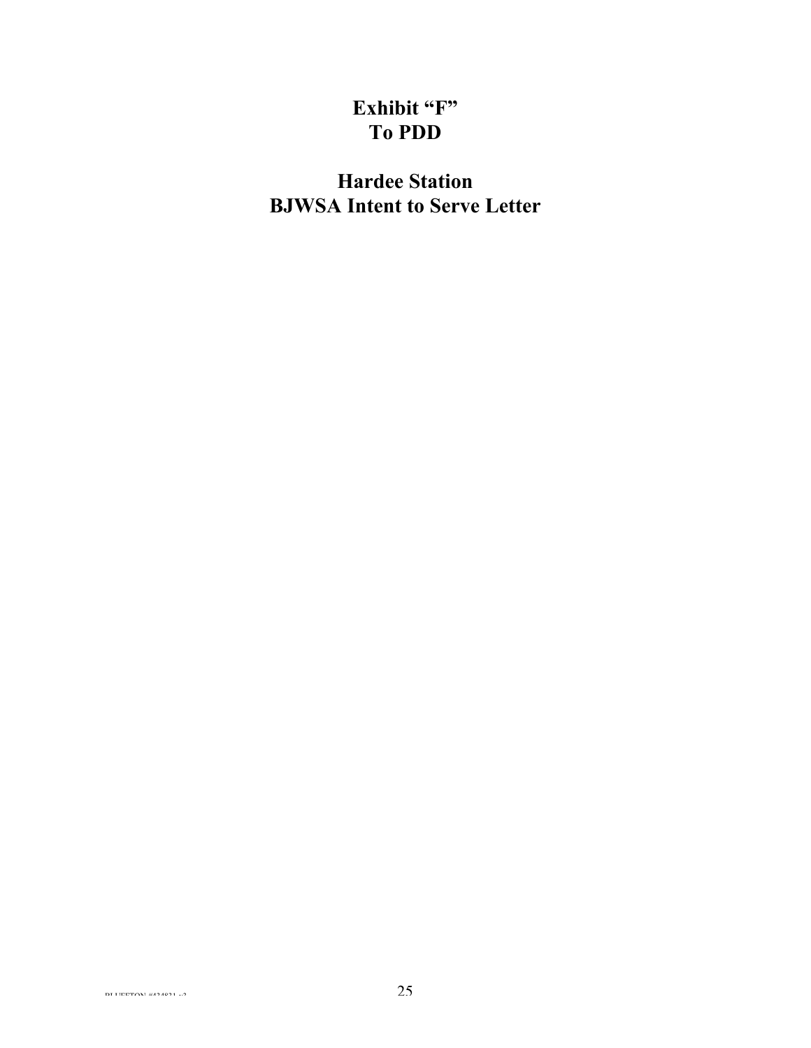# Exhibit "F"
# To PDD

# Hardee Station
# BJWSA Intent to Serve Letter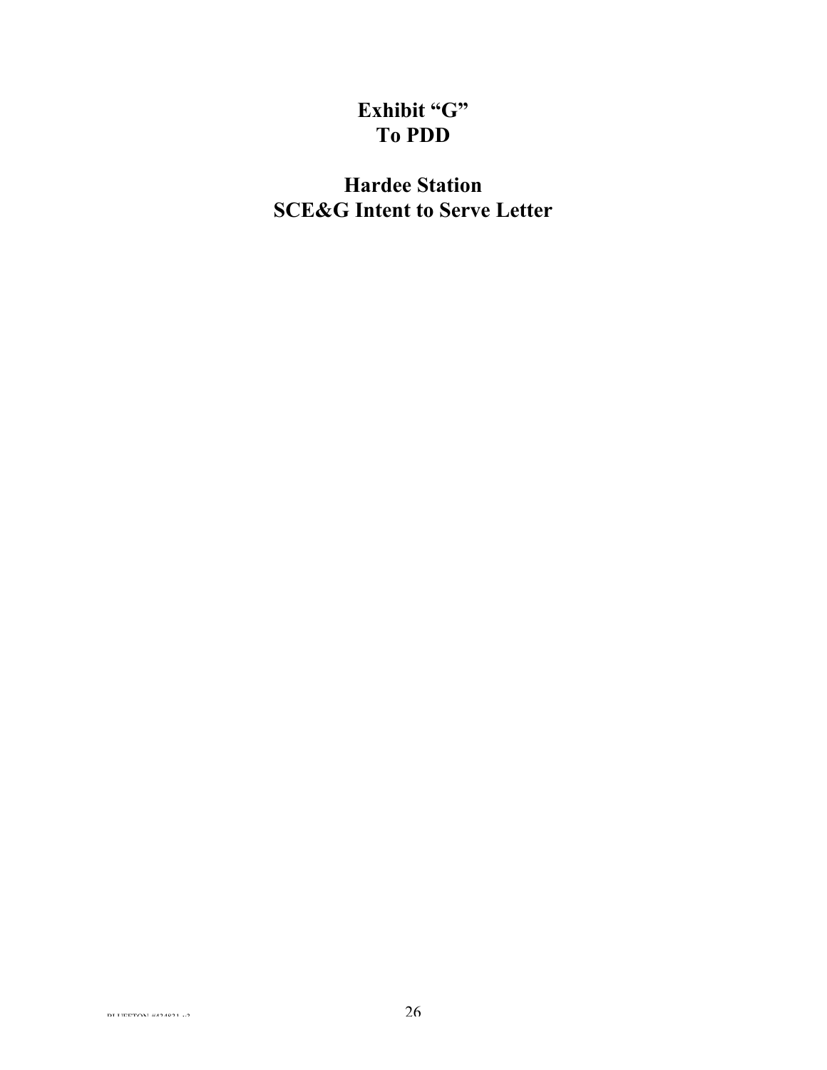# Exhibit "G"
# To PDD

## Hardee Station
## SCE&G Intent to Serve Letter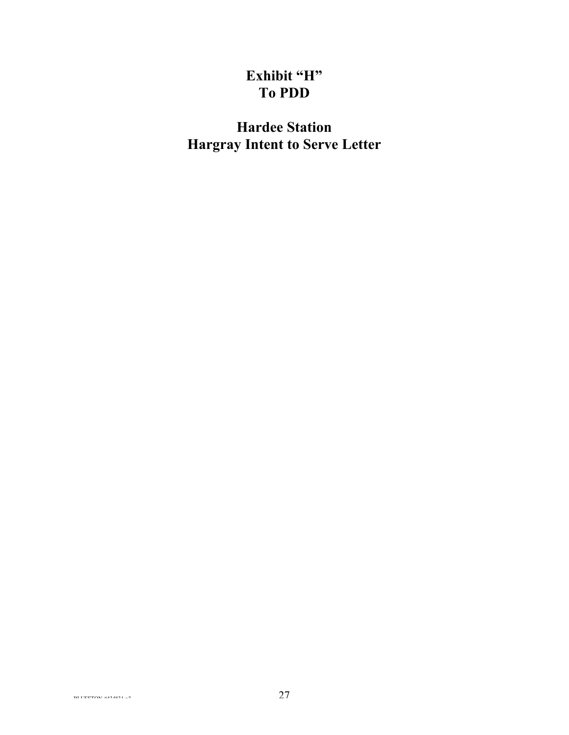# Exhibit "H"
# To PDD

# Hardee Station
# Hargray Intent to Serve Letter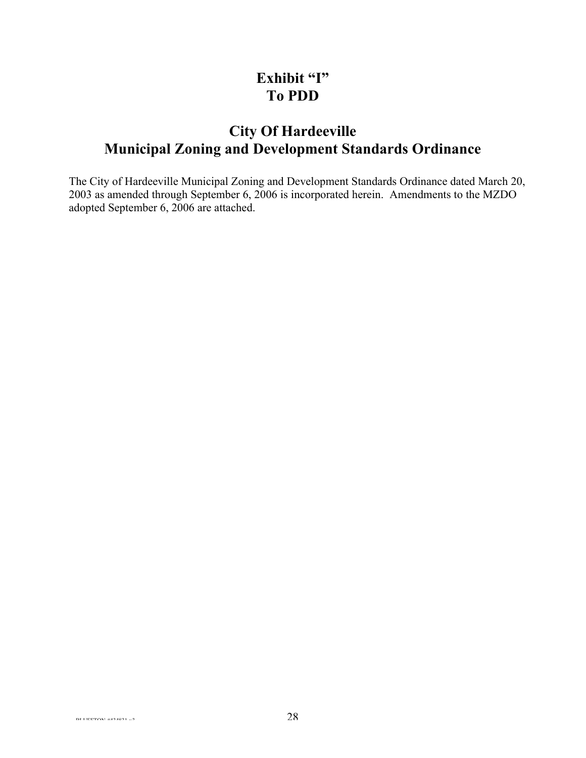# Exhibit "I"
# To PDD

## City Of Hardeeville
## Municipal Zoning and Development Standards Ordinance

The City of Hardeeville Municipal Zoning and Development Standards Ordinance dated March 20, 2003 as amended through September 6, 2006 is incorporated herein. Amendments to the MZDO adopted September 6, 2006 are attached.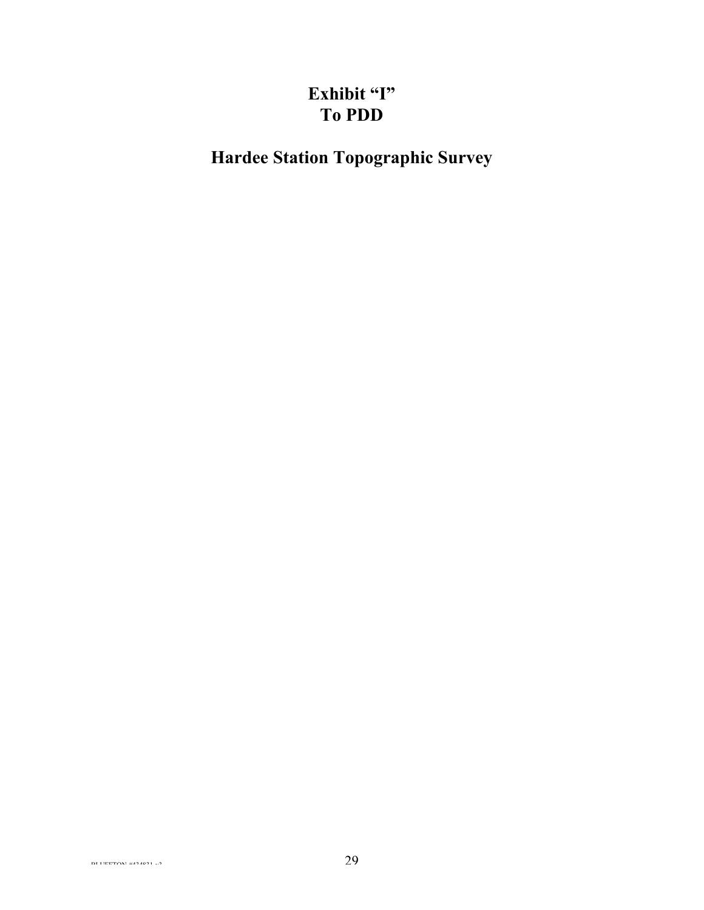# Exhibit "I"
# To PDD

# Hardee Station Topographic Survey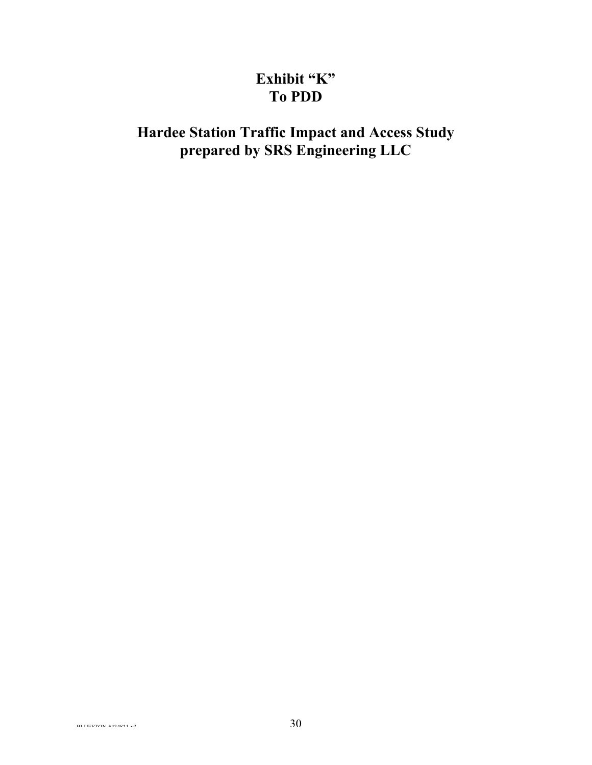# Exhibit "K"
# To PDD

## Hardee Station Traffic Impact and Access Study
## prepared by SRS Engineering LLC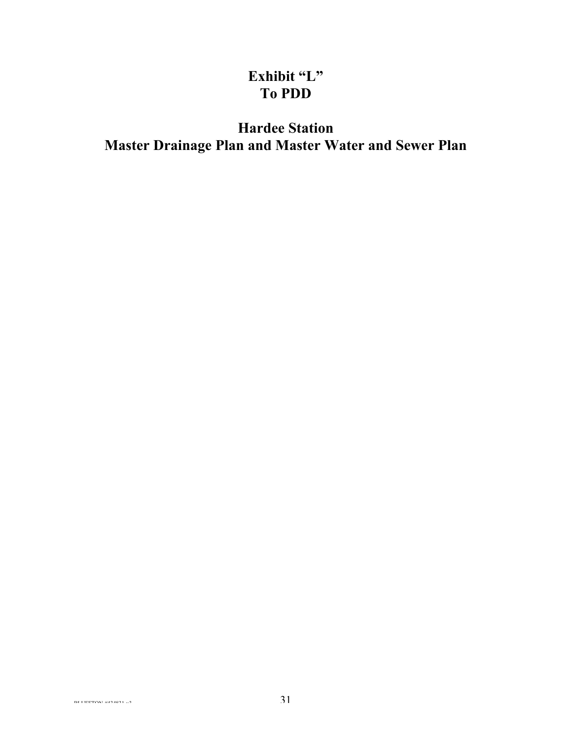# Exhibit "L"
# To PDD

## Hardee Station
## Master Drainage Plan and Master Water and Sewer Plan